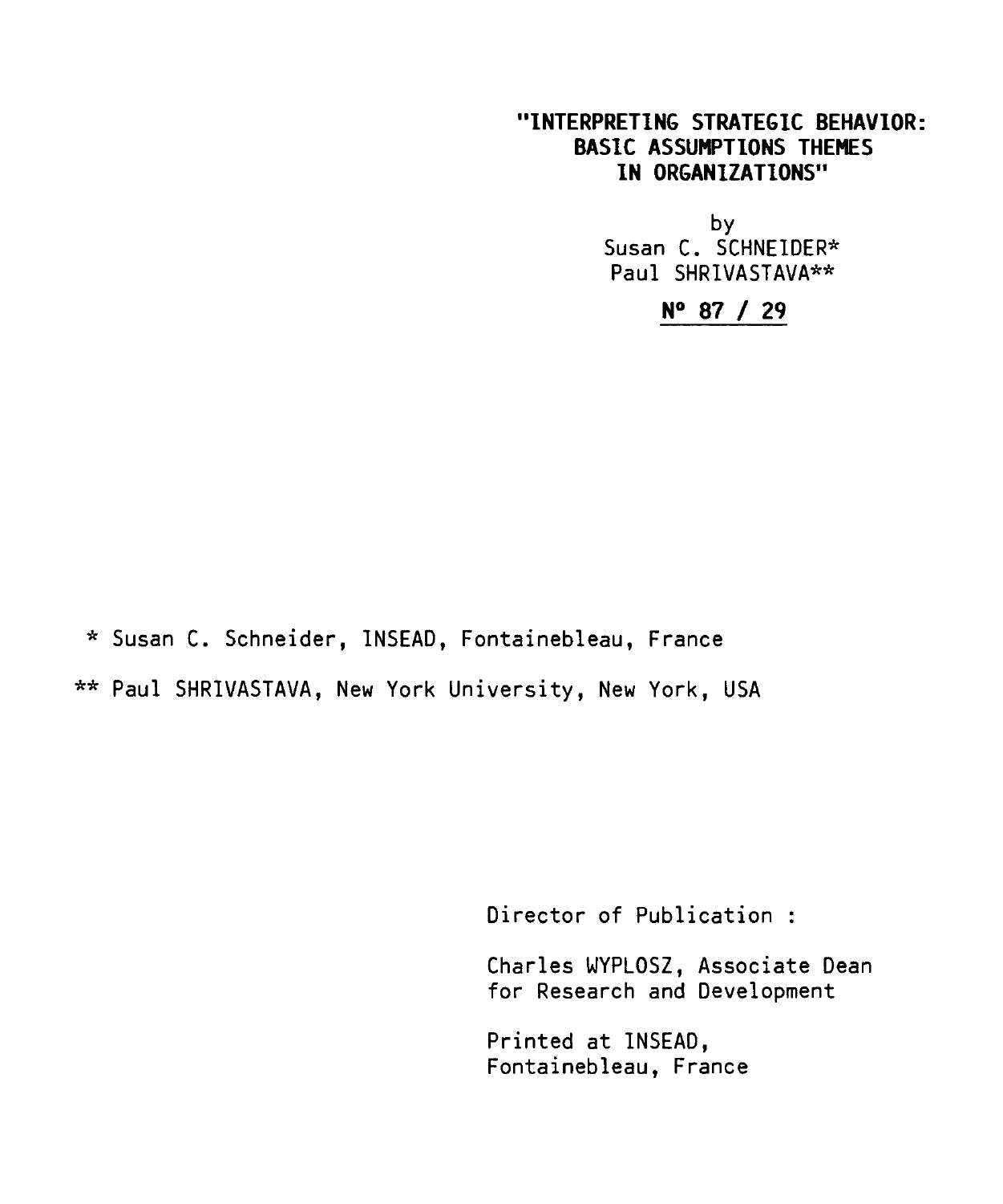# "INTERPRETING STRATEGIC BEHAVIOR: BASIC ASSUMPTIONS THEMES IN ORGANIZATIONS"

by

Susan C. SCHNEIDER*

Paul SHRIVASTAVA**

**N° 87 / 29**

\* Susan C. Schneider, INSEAD, Fontainebleau, France

\*\* Paul SHRIVASTAVA, New York University, New York, USA

Director of Publication :

Charles WYPLOSZ, Associate Dean for Research and Development

Printed at INSEAD, Fontainebleau, France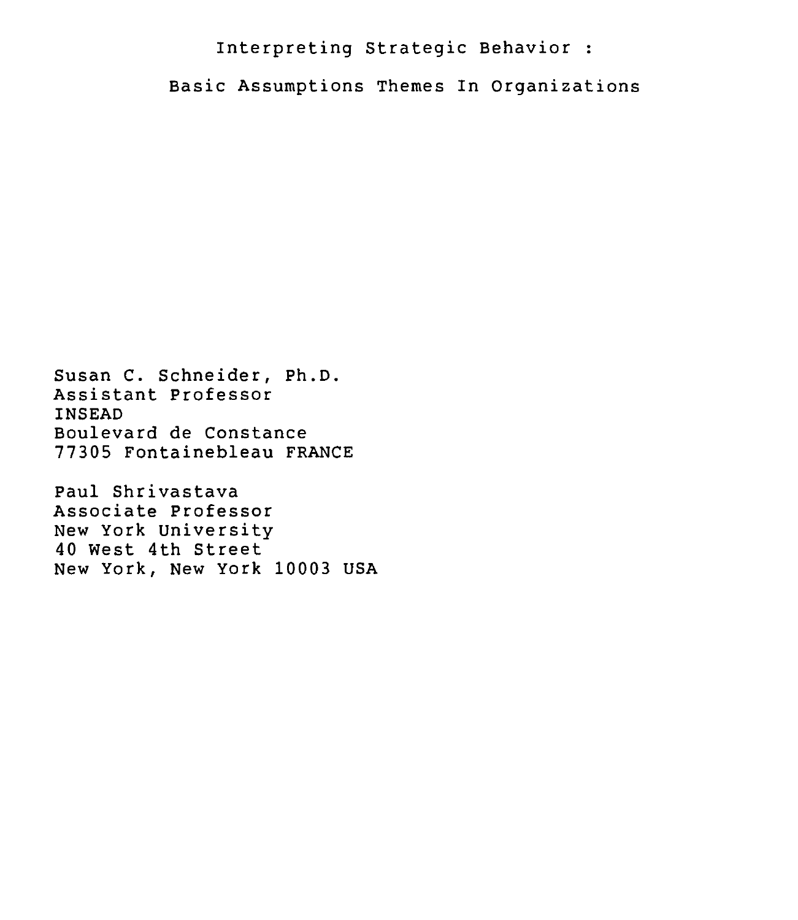# Interpreting Strategic Behavior :

## Basic Assumptions Themes In Organizations

Susan C. Schneider, Ph.D.
Assistant Professor
INSEAD
Boulevard de Constance
77305 Fontainebleau FRANCE

Paul Shrivastava
Associate Professor
New York University
40 West 4th Street
New York, New York 10003 USA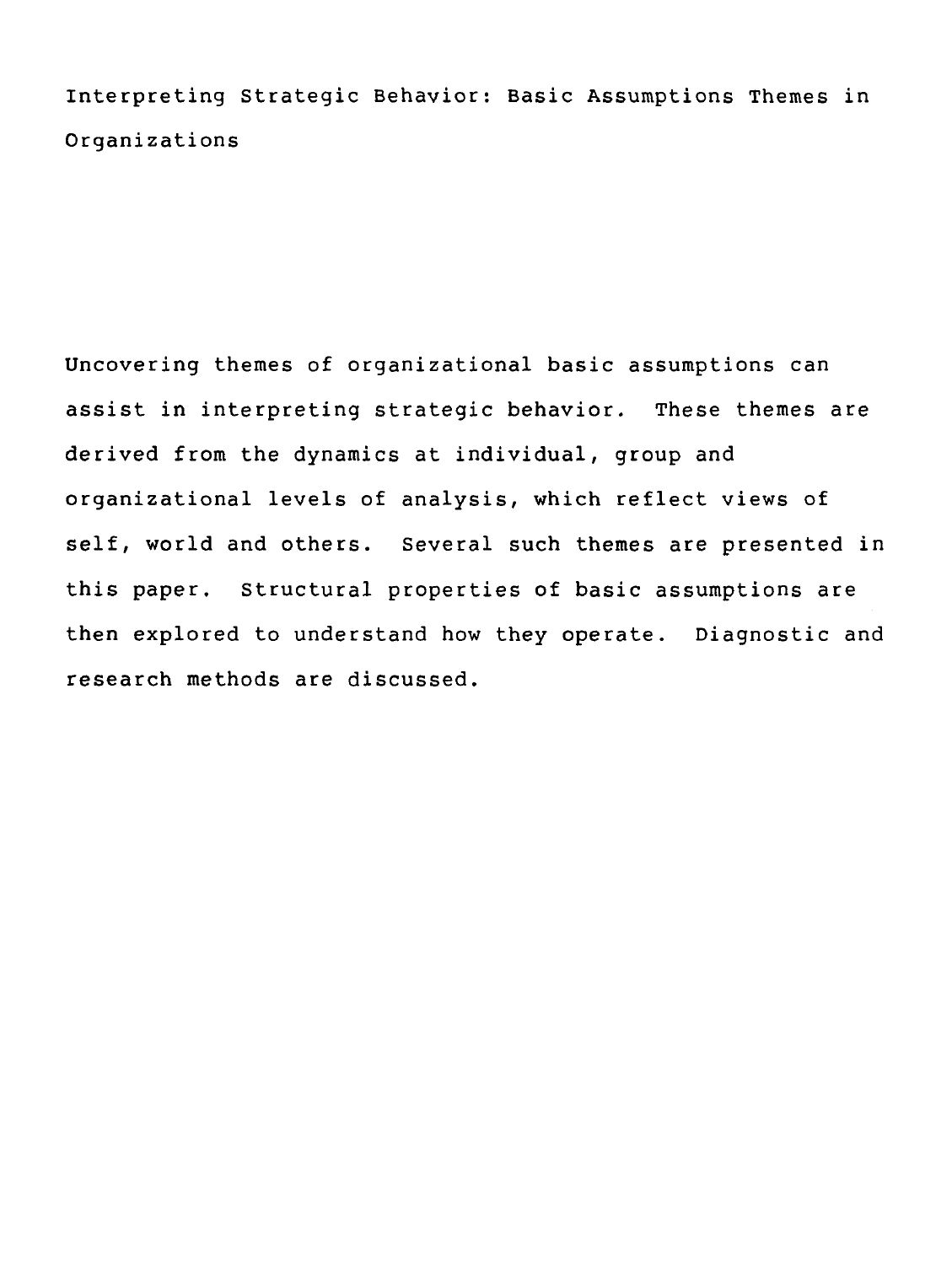# Interpreting Strategic Behavior: Basic Assumptions Themes in Organizations

Uncovering themes of organizational basic assumptions can assist in interpreting strategic behavior. These themes are derived from the dynamics at individual, group and organizational levels of analysis, which reflect views of self, world and others. Several such themes are presented in this paper. Structural properties of basic assumptions are then explored to understand how they operate. Diagnostic and research methods are discussed.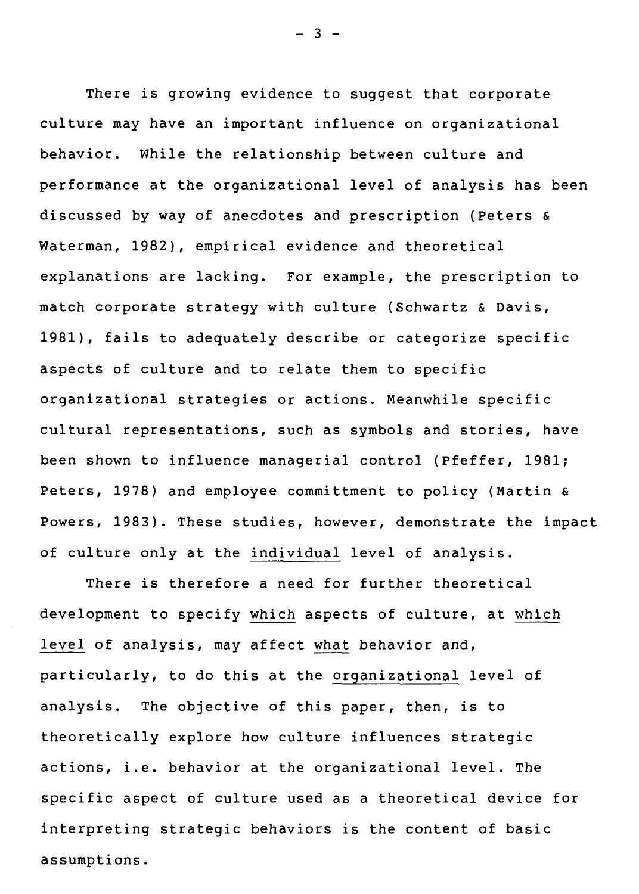There is growing evidence to suggest that corporate culture may have an important influence on organizational behavior. While the relationship between culture and performance at the organizational level of analysis has been discussed by way of anecdotes and prescription (Peters & Waterman, 1982), empirical evidence and theoretical explanations are lacking. For example, the prescription to match corporate strategy with culture (Schwartz & Davis, 1981), fails to adequately describe or categorize specific aspects of culture and to relate them to specific organizational strategies or actions. Meanwhile specific cultural representations, such as symbols and stories, have been shown to influence managerial control (Pfeffer, 1981; Peters, 1978) and employee committment to policy (Martin & Powers, 1983). These studies, however, demonstrate the impact of culture only at the <u>individual</u> level of analysis.

There is therefore a need for further theoretical development to specify <u>which</u> aspects of culture, at <u>which level</u> of analysis, may affect <u>what</u> behavior and, particularly, to do this at the <u>organizational</u> level of analysis. The objective of this paper, then, is to theoretically explore how culture influences strategic actions, i.e. behavior at the organizational level. The specific aspect of culture used as a theoretical device for interpreting strategic behaviors is the content of basic assumptions.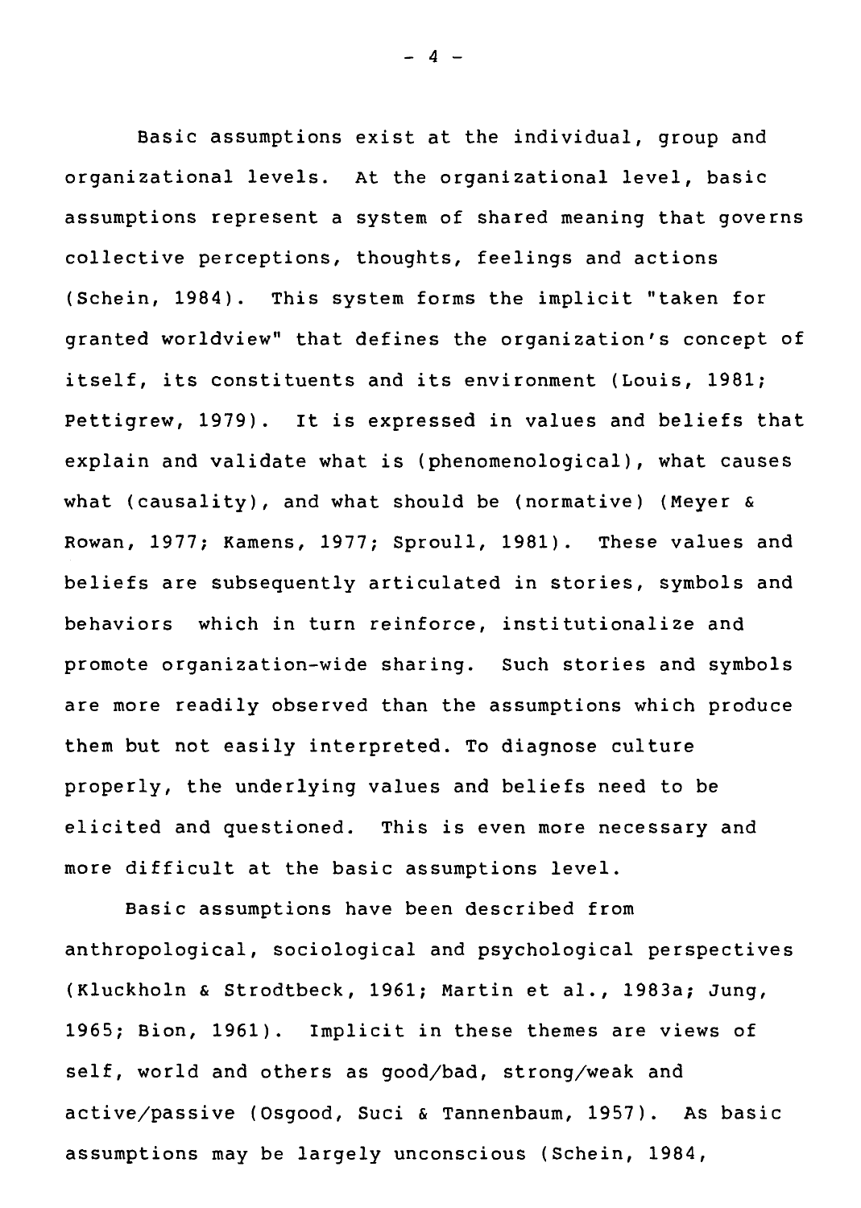Basic assumptions exist at the individual, group and organizational levels. At the organizational level, basic assumptions represent a system of shared meaning that governs collective perceptions, thoughts, feelings and actions (Schein, 1984). This system forms the implicit "taken for granted worldview" that defines the organization's concept of itself, its constituents and its environment (Louis, 1981; Pettigrew, 1979). It is expressed in values and beliefs that explain and validate what is (phenomenological), what causes what (causality), and what should be (normative) (Meyer & Rowan, 1977; Kamens, 1977; Sproull, 1981). These values and beliefs are subsequently articulated in stories, symbols and behaviors which in turn reinforce, institutionalize and promote organization-wide sharing. Such stories and symbols are more readily observed than the assumptions which produce them but not easily interpreted. To diagnose culture properly, the underlying values and beliefs need to be elicited and questioned. This is even more necessary and more difficult at the basic assumptions level.

Basic assumptions have been described from anthropological, sociological and psychological perspectives (Kluckholn & Strodtbeck, 1961; Martin et al., 1983a; Jung, 1965; Bion, 1961). Implicit in these themes are views of self, world and others as good/bad, strong/weak and active/passive (Osgood, Suci & Tannenbaum, 1957). As basic assumptions may be largely unconscious (Schein, 1984,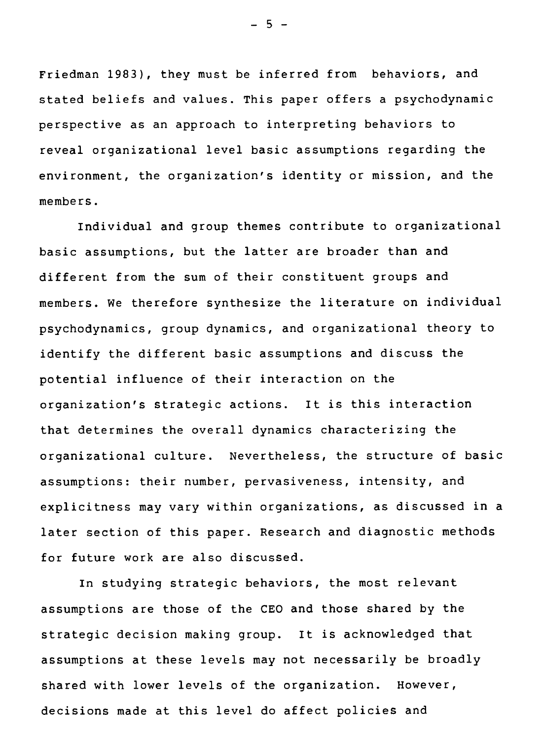Friedman 1983), they must be inferred from behaviors, and stated beliefs and values. This paper offers a psychodynamic perspective as an approach to interpreting behaviors to reveal organizational level basic assumptions regarding the environment, the organization's identity or mission, and the members.

Individual and group themes contribute to organizational basic assumptions, but the latter are broader than and different from the sum of their constituent groups and members. We therefore synthesize the literature on individual psychodynamics, group dynamics, and organizational theory to identify the different basic assumptions and discuss the potential influence of their interaction on the organization's strategic actions. It is this interaction that determines the overall dynamics characterizing the organizational culture. Nevertheless, the structure of basic assumptions: their number, pervasiveness, intensity, and explicitness may vary within organizations, as discussed in a later section of this paper. Research and diagnostic methods for future work are also discussed.

In studying strategic behaviors, the most relevant assumptions are those of the CEO and those shared by the strategic decision making group. It is acknowledged that assumptions at these levels may not necessarily be broadly shared with lower levels of the organization. However, decisions made at this level do affect policies and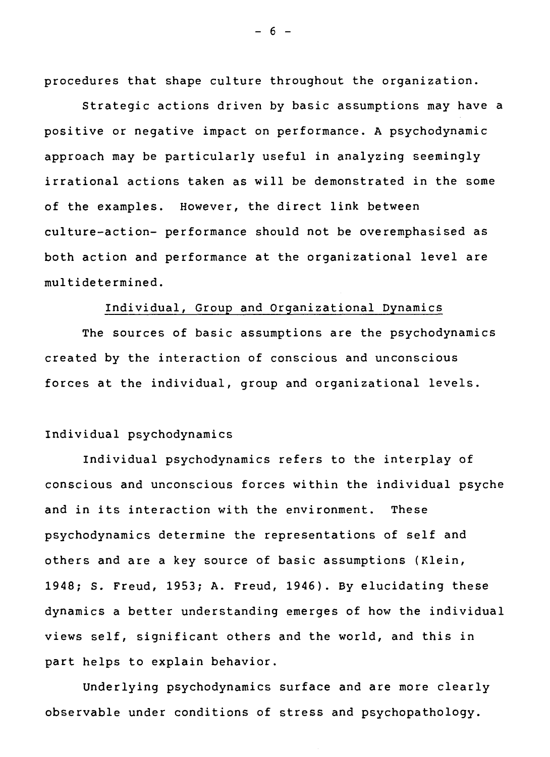procedures that shape culture throughout the organization.

Strategic actions driven by basic assumptions may have a positive or negative impact on performance. A psychodynamic approach may be particularly useful in analyzing seemingly irrational actions taken as will be demonstrated in the some of the examples. However, the direct link between culture-action- performance should not be overemphasised as both action and performance at the organizational level are multidetermined.

## Individual, Group and Organizational Dynamics

The sources of basic assumptions are the psychodynamics created by the interaction of conscious and unconscious forces at the individual, group and organizational levels.

### Individual psychodynamics

Individual psychodynamics refers to the interplay of conscious and unconscious forces within the individual psyche and in its interaction with the environment. These psychodynamics determine the representations of self and others and are a key source of basic assumptions (Klein, 1948; S. Freud, 1953; A. Freud, 1946). By elucidating these dynamics a better understanding emerges of how the individual views self, significant others and the world, and this in part helps to explain behavior.

Underlying psychodynamics surface and are more clearly observable under conditions of stress and psychopathology.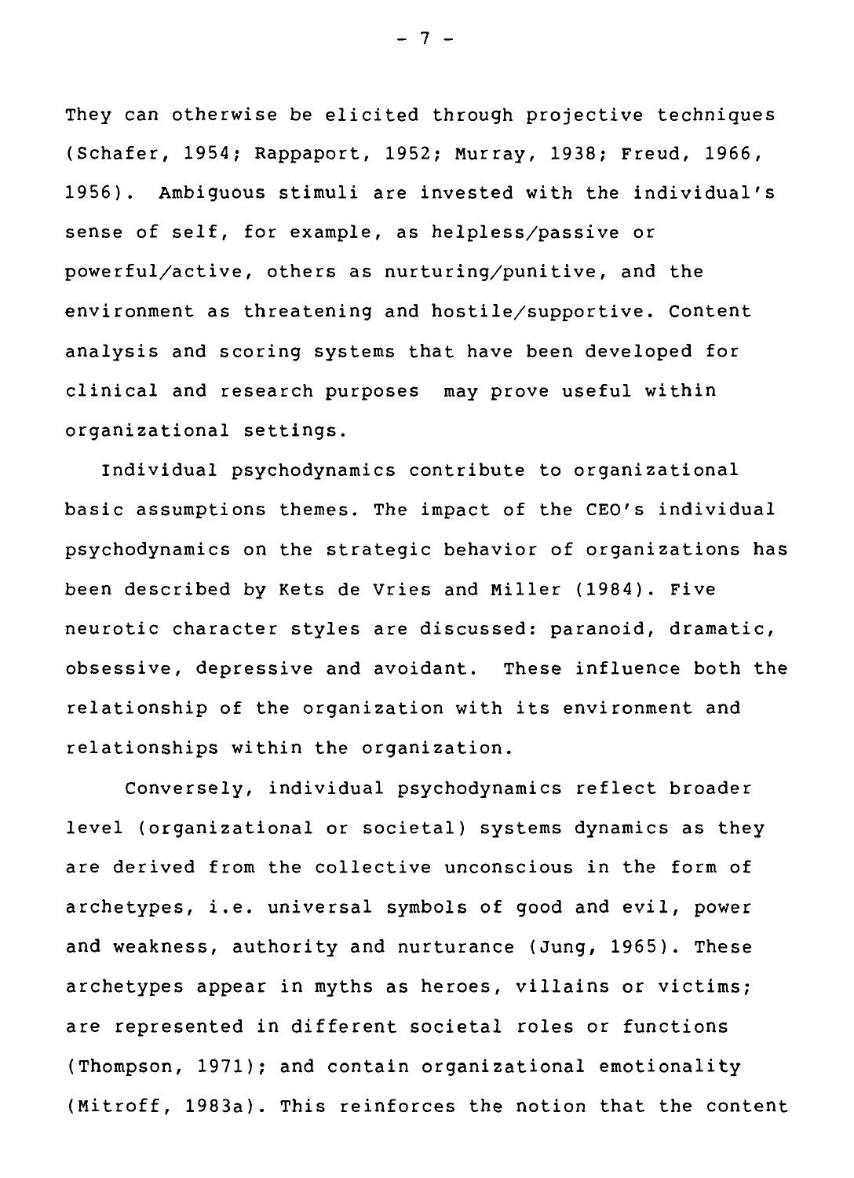They can otherwise be elicited through projective techniques (Schafer, 1954; Rappaport, 1952; Murray, 1938; Freud, 1966, 1956). Ambiguous stimuli are invested with the individual's sense of self, for example, as helpless/passive or powerful/active, others as nurturing/punitive, and the environment as threatening and hostile/supportive. Content analysis and scoring systems that have been developed for clinical and research purposes may prove useful within organizational settings.

Individual psychodynamics contribute to organizational basic assumptions themes. The impact of the CEO's individual psychodynamics on the strategic behavior of organizations has been described by Kets de Vries and Miller (1984). Five neurotic character styles are discussed: paranoid, dramatic, obsessive, depressive and avoidant. These influence both the relationship of the organization with its environment and relationships within the organization.

Conversely, individual psychodynamics reflect broader level (organizational or societal) systems dynamics as they are derived from the collective unconscious in the form of archetypes, i.e. universal symbols of good and evil, power and weakness, authority and nurturance (Jung, 1965). These archetypes appear in myths as heroes, villains or victims; are represented in different societal roles or functions (Thompson, 1971); and contain organizational emotionality (Mitroff, 1983a). This reinforces the notion that the content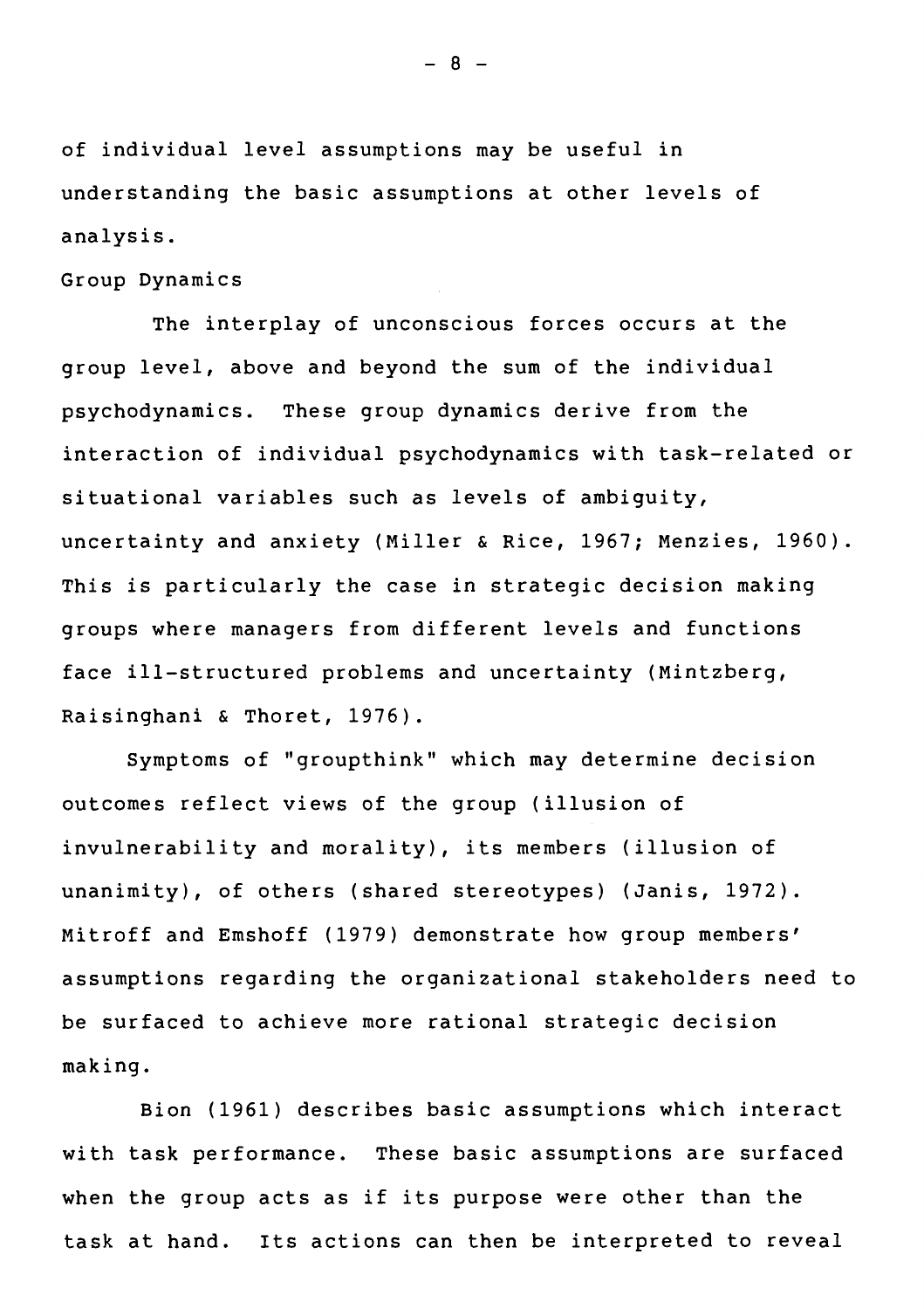of individual level assumptions may be useful in understanding the basic assumptions at other levels of analysis.

## Group Dynamics

The interplay of unconscious forces occurs at the group level, above and beyond the sum of the individual psychodynamics. These group dynamics derive from the interaction of individual psychodynamics with task-related or situational variables such as levels of ambiguity, uncertainty and anxiety (Miller & Rice, 1967; Menzies, 1960). This is particularly the case in strategic decision making groups where managers from different levels and functions face ill-structured problems and uncertainty (Mintzberg, Raisinghani & Thoret, 1976).

Symptoms of "groupthink" which may determine decision outcomes reflect views of the group (illusion of invulnerability and morality), its members (illusion of unanimity), of others (shared stereotypes) (Janis, 1972). Mitroff and Emshoff (1979) demonstrate how group members' assumptions regarding the organizational stakeholders need to be surfaced to achieve more rational strategic decision making.

Bion (1961) describes basic assumptions which interact with task performance. These basic assumptions are surfaced when the group acts as if its purpose were other than the task at hand. Its actions can then be interpreted to reveal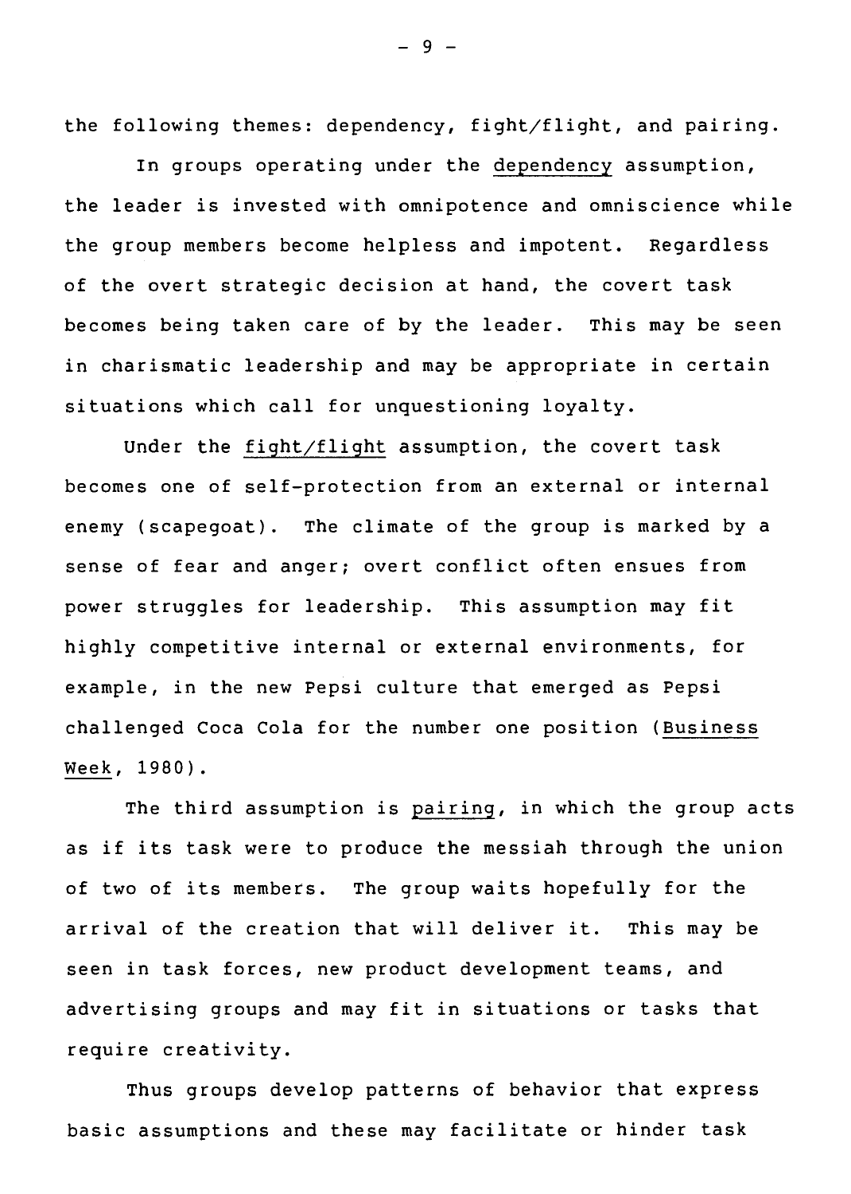the following themes: dependency, fight/flight, and pairing.

In groups operating under the _dependency_ assumption, the leader is invested with omnipotence and omniscience while the group members become helpless and impotent. Regardless of the overt strategic decision at hand, the covert task becomes being taken care of by the leader. This may be seen in charismatic leadership and may be appropriate in certain situations which call for unquestioning loyalty.

Under the _fight/flight_ assumption, the covert task becomes one of self-protection from an external or internal enemy (scapegoat). The climate of the group is marked by a sense of fear and anger; overt conflict often ensues from power struggles for leadership. This assumption may fit highly competitive internal or external environments, for example, in the new Pepsi culture that emerged as Pepsi challenged Coca Cola for the number one position (_Business Week_, 1980).

The third assumption is _pairing_, in which the group acts as if its task were to produce the messiah through the union of two of its members. The group waits hopefully for the arrival of the creation that will deliver it. This may be seen in task forces, new product development teams, and advertising groups and may fit in situations or tasks that require creativity.

Thus groups develop patterns of behavior that express basic assumptions and these may facilitate or hinder task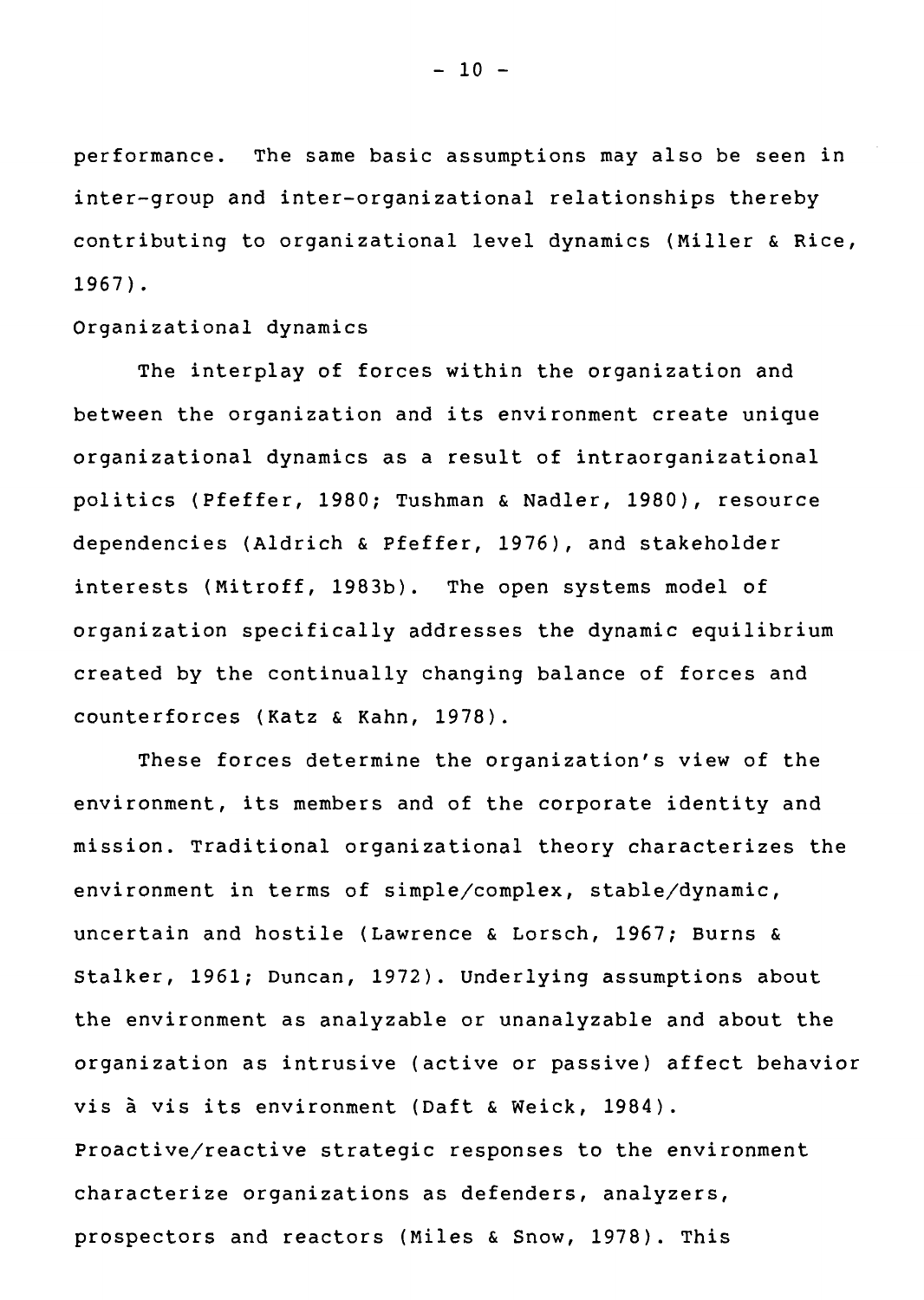performance. The same basic assumptions may also be seen in inter-group and inter-organizational relationships thereby contributing to organizational level dynamics (Miller & Rice, 1967).

Organizational dynamics

The interplay of forces within the organization and between the organization and its environment create unique organizational dynamics as a result of intraorganizational politics (Pfeffer, 1980; Tushman & Nadler, 1980), resource dependencies (Aldrich & Pfeffer, 1976), and stakeholder interests (Mitroff, 1983b). The open systems model of organization specifically addresses the dynamic equilibrium created by the continually changing balance of forces and counterforces (Katz & Kahn, 1978).

These forces determine the organization's view of the environment, its members and of the corporate identity and mission. Traditional organizational theory characterizes the environment in terms of simple/complex, stable/dynamic, uncertain and hostile (Lawrence & Lorsch, 1967; Burns & Stalker, 1961; Duncan, 1972). Underlying assumptions about the environment as analyzable or unanalyzable and about the organization as intrusive (active or passive) affect behavior vis à vis its environment (Daft & Weick, 1984). Proactive/reactive strategic responses to the environment characterize organizations as defenders, analyzers, prospectors and reactors (Miles & Snow, 1978). This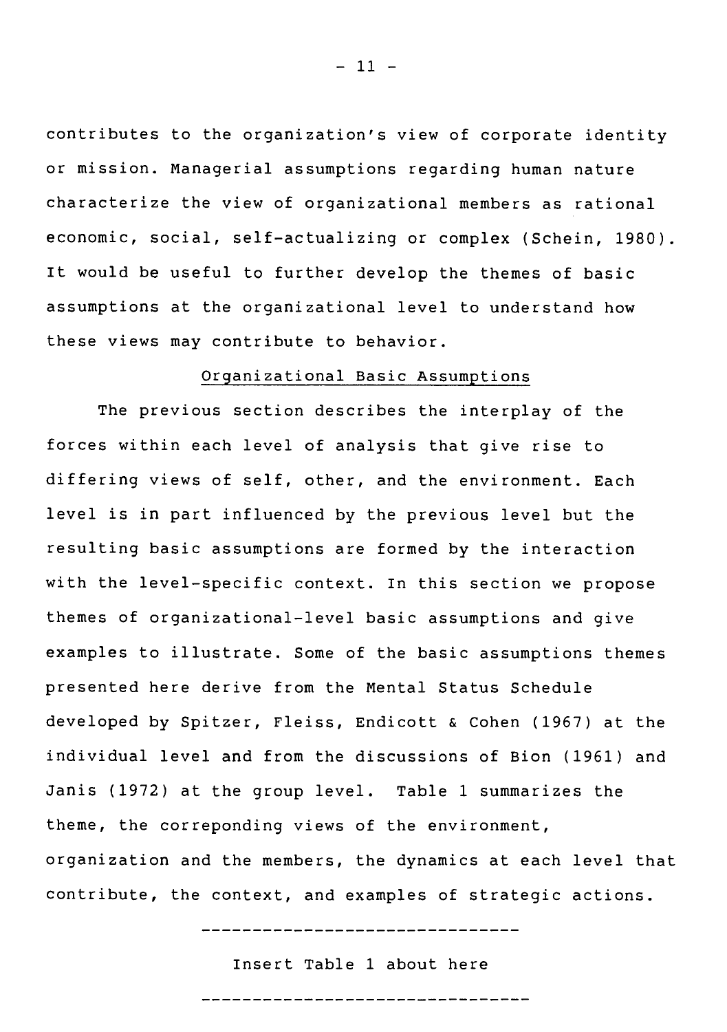contributes to the organization's view of corporate identity or mission. Managerial assumptions regarding human nature characterize the view of organizational members as rational economic, social, self-actualizing or complex (Schein, 1980). It would be useful to further develop the themes of basic assumptions at the organizational level to understand how these views may contribute to behavior.

## Organizational Basic Assumptions

The previous section describes the interplay of the forces within each level of analysis that give rise to differing views of self, other, and the environment. Each level is in part influenced by the previous level but the resulting basic assumptions are formed by the interaction with the level-specific context. In this section we propose themes of organizational-level basic assumptions and give examples to illustrate. Some of the basic assumptions themes presented here derive from the Mental Status Schedule developed by Spitzer, Fleiss, Endicott & Cohen (1967) at the individual level and from the discussions of Bion (1961) and Janis (1972) at the group level. Table 1 summarizes the theme, the correponding views of the environment, organization and the members, the dynamics at each level that contribute, the context, and examples of strategic actions.

------------------------------

Insert Table 1 about here

------------------------------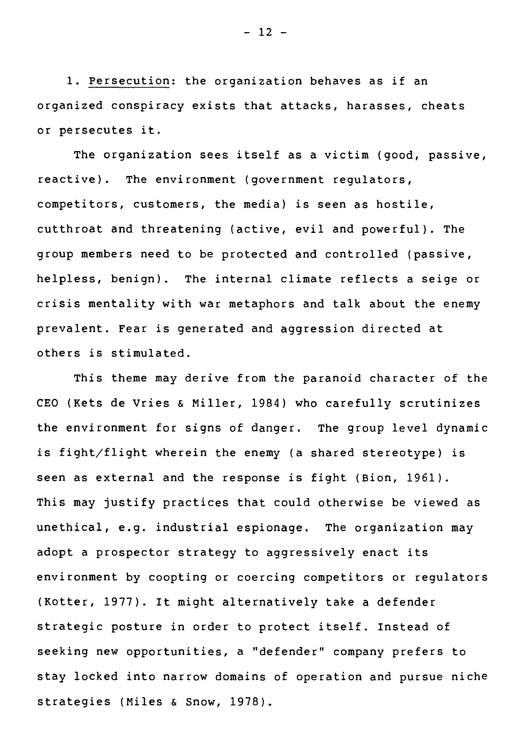1. Persecution: the organization behaves as if an organized conspiracy exists that attacks, harasses, cheats or persecutes it.

The organization sees itself as a victim (good, passive, reactive). The environment (government regulators, competitors, customers, the media) is seen as hostile, cutthroat and threatening (active, evil and powerful). The group members need to be protected and controlled (passive, helpless, benign). The internal climate reflects a seige or crisis mentality with war metaphors and talk about the enemy prevalent. Fear is generated and aggression directed at others is stimulated.

This theme may derive from the paranoid character of the CEO (Kets de Vries & Miller, 1984) who carefully scrutinizes the environment for signs of danger. The group level dynamic is fight/flight wherein the enemy (a shared stereotype) is seen as external and the response is fight (Bion, 1961). This may justify practices that could otherwise be viewed as unethical, e.g. industrial espionage. The organization may adopt a prospector strategy to aggressively enact its environment by coopting or coercing competitors or regulators (Kotter, 1977). It might alternatively take a defender strategic posture in order to protect itself. Instead of seeking new opportunities, a "defender" company prefers to stay locked into narrow domains of operation and pursue niche strategies (Miles & Snow, 1978).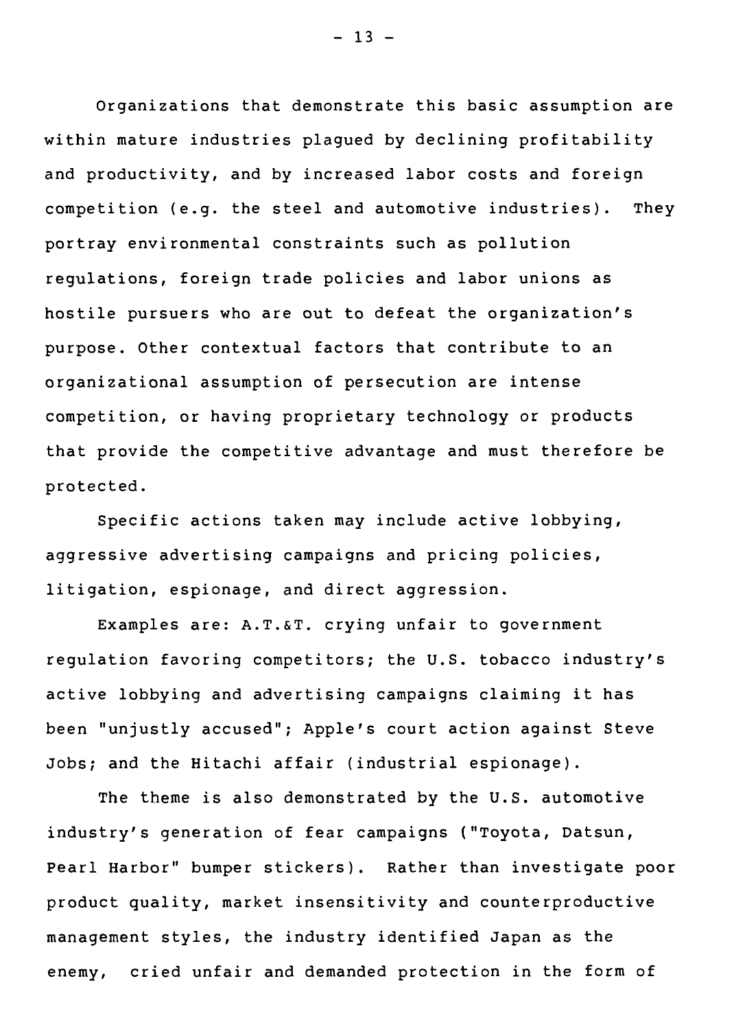Organizations that demonstrate this basic assumption are within mature industries plagued by declining profitability and productivity, and by increased labor costs and foreign competition (e.g. the steel and automotive industries). They portray environmental constraints such as pollution regulations, foreign trade policies and labor unions as hostile pursuers who are out to defeat the organization's purpose. Other contextual factors that contribute to an organizational assumption of persecution are intense competition, or having proprietary technology or products that provide the competitive advantage and must therefore be protected.

Specific actions taken may include active lobbying, aggressive advertising campaigns and pricing policies, litigation, espionage, and direct aggression.

Examples are: A.T.&T. crying unfair to government regulation favoring competitors; the U.S. tobacco industry's active lobbying and advertising campaigns claiming it has been "unjustly accused"; Apple's court action against Steve Jobs; and the Hitachi affair (industrial espionage).

The theme is also demonstrated by the U.S. automotive industry's generation of fear campaigns ("Toyota, Datsun, Pearl Harbor" bumper stickers). Rather than investigate poor product quality, market insensitivity and counterproductive management styles, the industry identified Japan as the enemy, cried unfair and demanded protection in the form of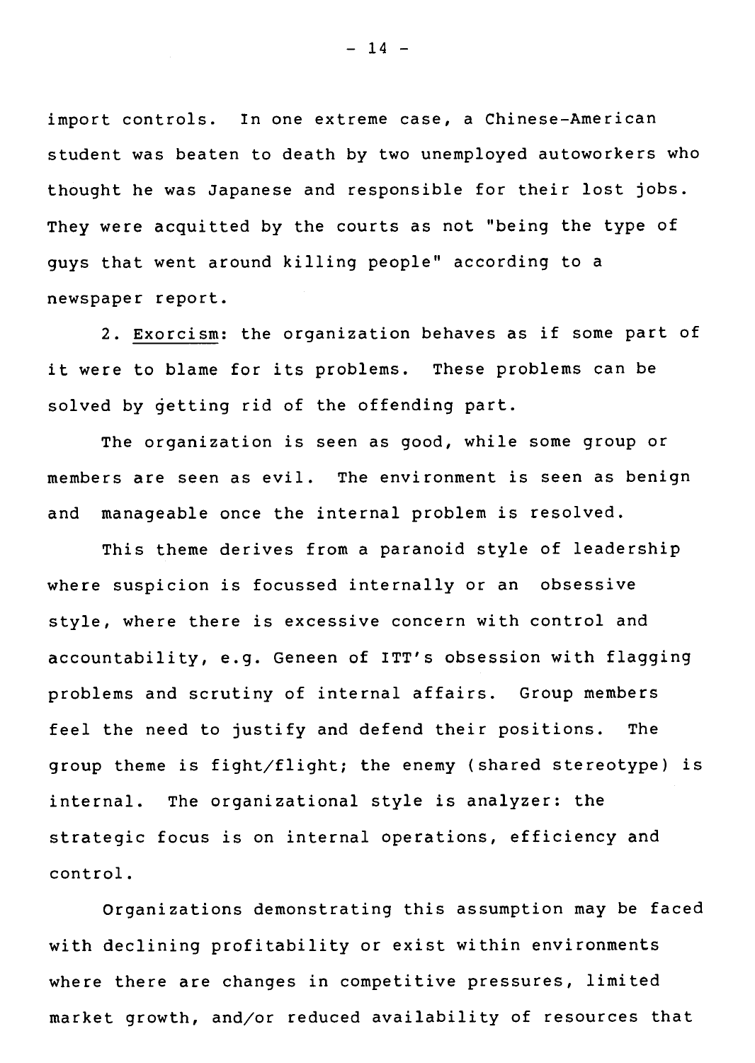import controls. In one extreme case, a Chinese-American student was beaten to death by two unemployed autoworkers who thought he was Japanese and responsible for their lost jobs. They were acquitted by the courts as not "being the type of guys that went around killing people" according to a newspaper report.

2. Exorcism: the organization behaves as if some part of it were to blame for its problems. These problems can be solved by getting rid of the offending part.

The organization is seen as good, while some group or members are seen as evil. The environment is seen as benign and manageable once the internal problem is resolved.

This theme derives from a paranoid style of leadership where suspicion is focussed internally or an obsessive style, where there is excessive concern with control and accountability, e.g. Geneen of ITT's obsession with flagging problems and scrutiny of internal affairs. Group members feel the need to justify and defend their positions. The group theme is fight/flight; the enemy (shared stereotype) is internal. The organizational style is analyzer: the strategic focus is on internal operations, efficiency and control.

Organizations demonstrating this assumption may be faced with declining profitability or exist within environments where there are changes in competitive pressures, limited market growth, and/or reduced availability of resources that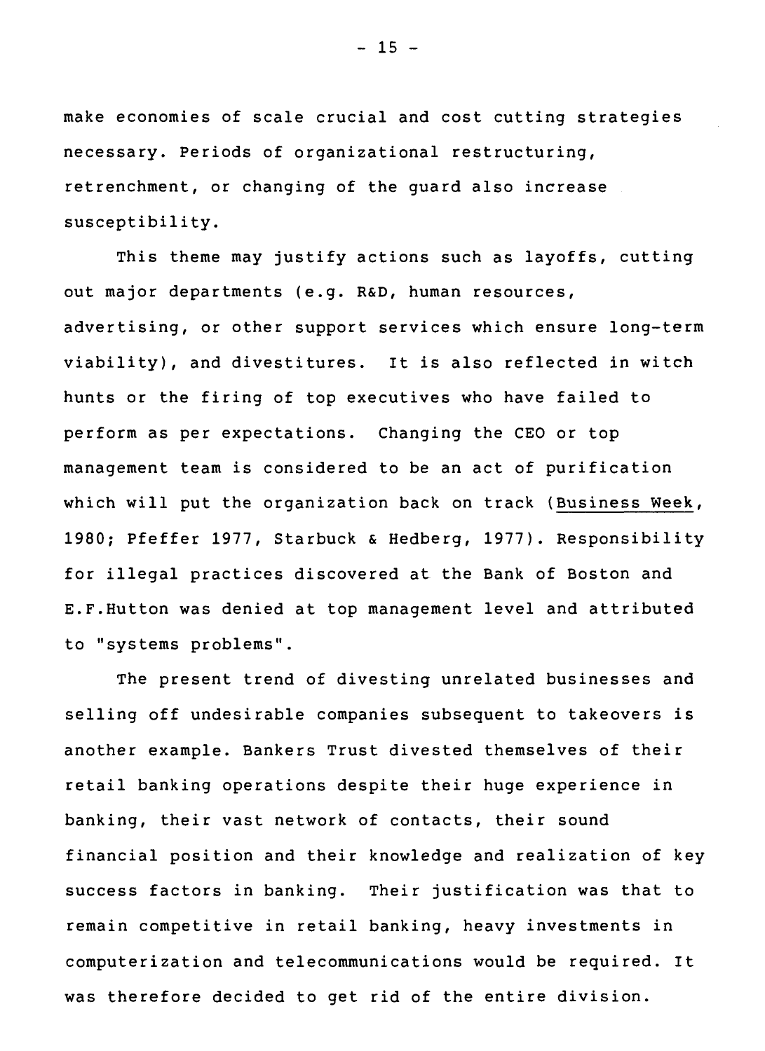make economies of scale crucial and cost cutting strategies necessary. Periods of organizational restructuring, retrenchment, or changing of the guard also increase susceptibility.

This theme may justify actions such as layoffs, cutting out major departments (e.g. R&D, human resources, advertising, or other support services which ensure long-term viability), and divestitures. It is also reflected in witch hunts or the firing of top executives who have failed to perform as per expectations. Changing the CEO or top management team is considered to be an act of purification which will put the organization back on track (Business Week, 1980; Pfeffer 1977, Starbuck & Hedberg, 1977). Responsibility for illegal practices discovered at the Bank of Boston and E.F.Hutton was denied at top management level and attributed to "systems problems".

The present trend of divesting unrelated businesses and selling off undesirable companies subsequent to takeovers is another example. Bankers Trust divested themselves of their retail banking operations despite their huge experience in banking, their vast network of contacts, their sound financial position and their knowledge and realization of key success factors in banking. Their justification was that to remain competitive in retail banking, heavy investments in computerization and telecommunications would be required. It was therefore decided to get rid of the entire division.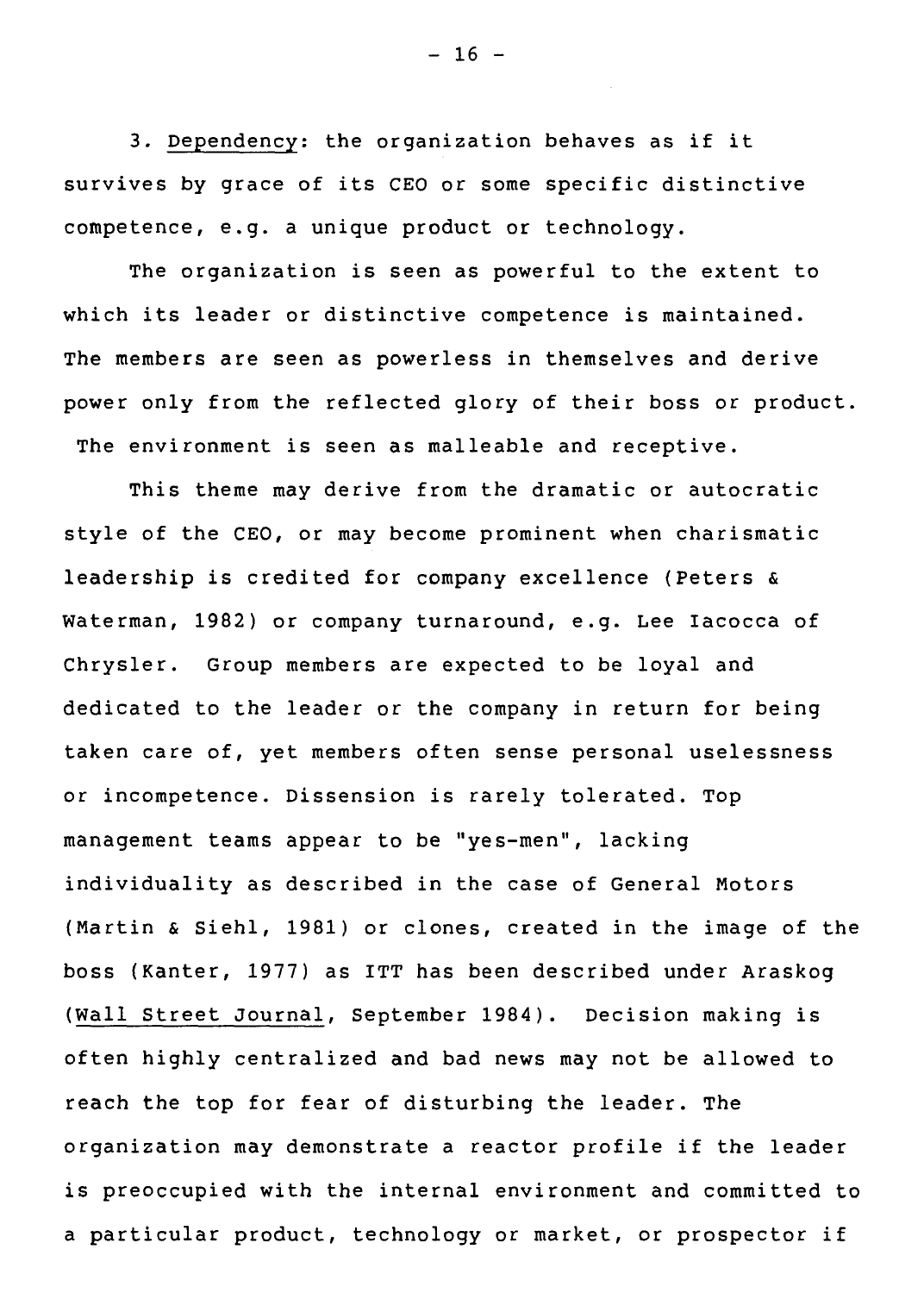3. _Dependency_: the organization behaves as if it survives by grace of its CEO or some specific distinctive competence, e.g. a unique product or technology.

The organization is seen as powerful to the extent to which its leader or distinctive competence is maintained. The members are seen as powerless in themselves and derive power only from the reflected glory of their boss or product. The environment is seen as malleable and receptive.

This theme may derive from the dramatic or autocratic style of the CEO, or may become prominent when charismatic leadership is credited for company excellence (Peters & Waterman, 1982) or company turnaround, e.g. Lee Iacocca of Chrysler. Group members are expected to be loyal and dedicated to the leader or the company in return for being taken care of, yet members often sense personal uselessness or incompetence. Dissension is rarely tolerated. Top management teams appear to be "yes-men", lacking individuality as described in the case of General Motors (Martin & Siehl, 1981) or clones, created in the image of the boss (Kanter, 1977) as ITT has been described under Araskog (_Wall Street Journal_, September 1984). Decision making is often highly centralized and bad news may not be allowed to reach the top for fear of disturbing the leader. The organization may demonstrate a reactor profile if the leader is preoccupied with the internal environment and committed to a particular product, technology or market, or prospector if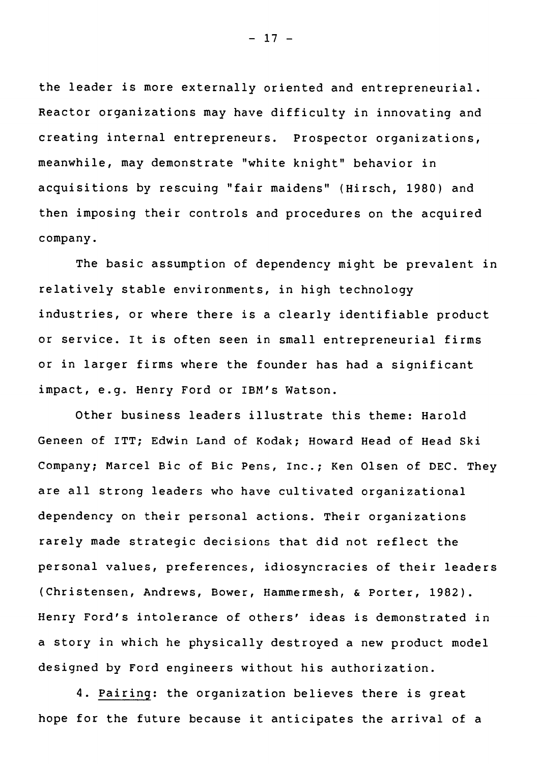the leader is more externally oriented and entrepreneurial. Reactor organizations may have difficulty in innovating and creating internal entrepreneurs. Prospector organizations, meanwhile, may demonstrate "white knight" behavior in acquisitions by rescuing "fair maidens" (Hirsch, 1980) and then imposing their controls and procedures on the acquired company.

The basic assumption of dependency might be prevalent in relatively stable environments, in high technology industries, or where there is a clearly identifiable product or service. It is often seen in small entrepreneurial firms or in larger firms where the founder has had a significant impact, e.g. Henry Ford or IBM's Watson.

Other business leaders illustrate this theme: Harold Geneen of ITT; Edwin Land of Kodak; Howard Head of Head Ski Company; Marcel Bic of Bic Pens, Inc.; Ken Olsen of DEC. They are all strong leaders who have cultivated organizational dependency on their personal actions. Their organizations rarely made strategic decisions that did not reflect the personal values, preferences, idiosyncracies of their leaders (Christensen, Andrews, Bower, Hammermesh, & Porter, 1982). Henry Ford's intolerance of others' ideas is demonstrated in a story in which he physically destroyed a new product model designed by Ford engineers without his authorization.

4. <u>Pairing</u>: the organization believes there is great hope for the future because it anticipates the arrival of a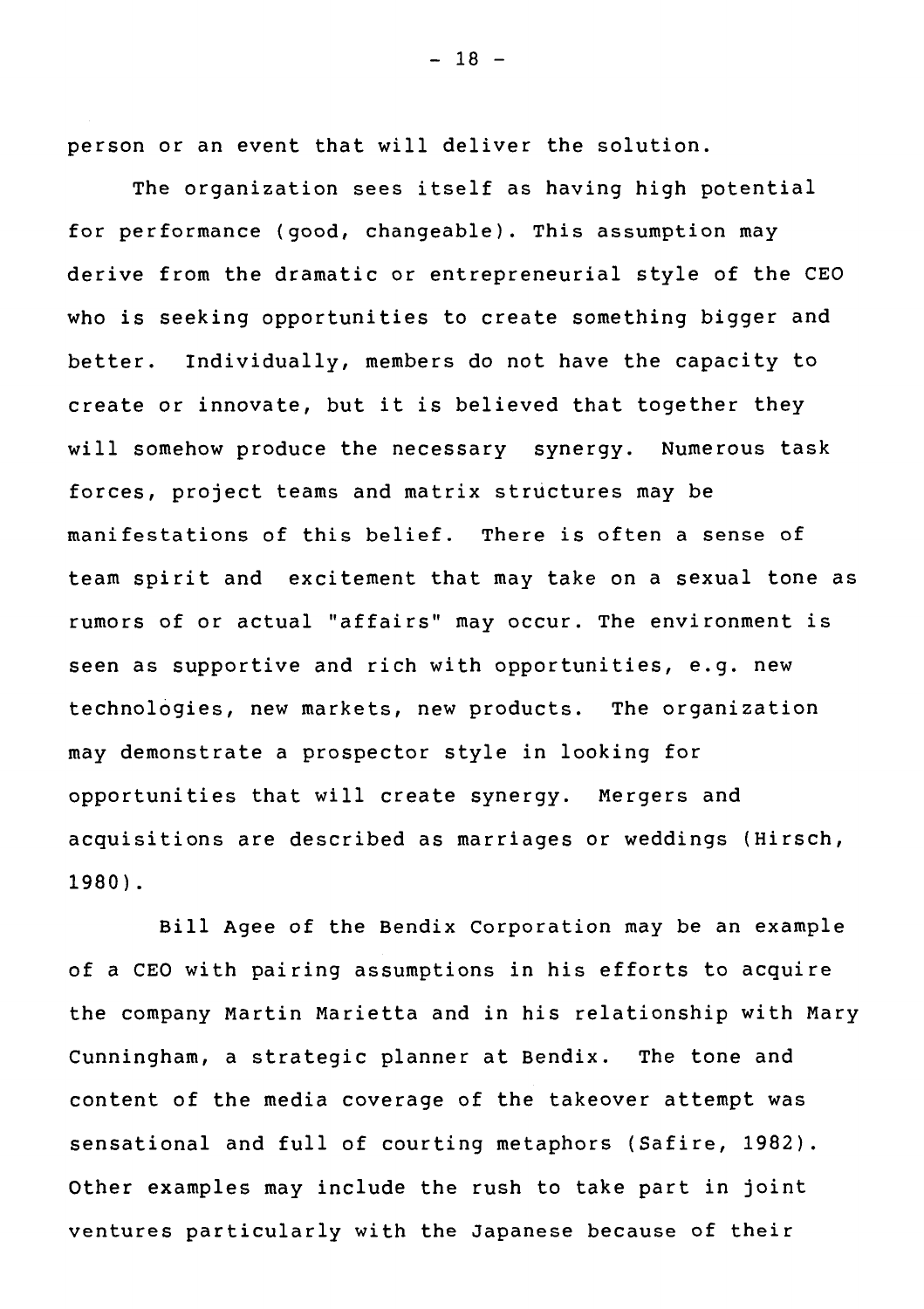person or an event that will deliver the solution.

The organization sees itself as having high potential for performance (good, changeable). This assumption may derive from the dramatic or entrepreneurial style of the CEO who is seeking opportunities to create something bigger and better. Individually, members do not have the capacity to create or innovate, but it is believed that together they will somehow produce the necessary synergy. Numerous task forces, project teams and matrix structures may be manifestations of this belief. There is often a sense of team spirit and excitement that may take on a sexual tone as rumors of or actual "affairs" may occur. The environment is seen as supportive and rich with opportunities, e.g. new technologies, new markets, new products. The organization may demonstrate a prospector style in looking for opportunities that will create synergy. Mergers and acquisitions are described as marriages or weddings (Hirsch, 1980).

Bill Agee of the Bendix Corporation may be an example of a CEO with pairing assumptions in his efforts to acquire the company Martin Marietta and in his relationship with Mary Cunningham, a strategic planner at Bendix. The tone and content of the media coverage of the takeover attempt was sensational and full of courting metaphors (Safire, 1982). Other examples may include the rush to take part in joint ventures particularly with the Japanese because of their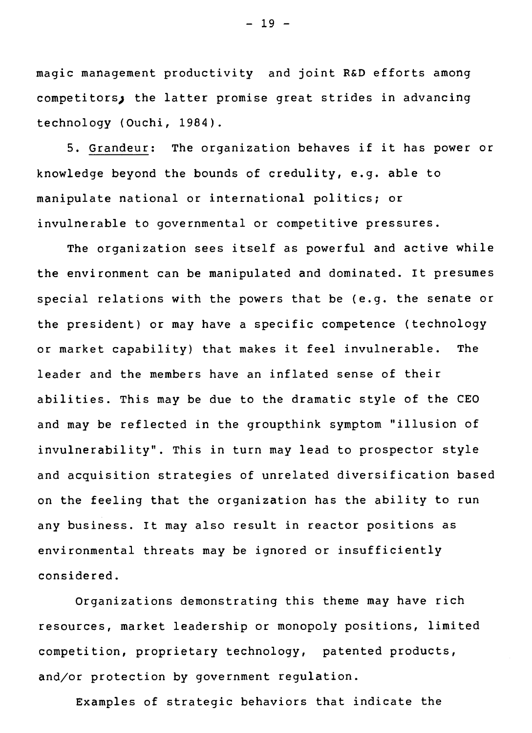magic management productivity and joint R&D efforts among competitors, the latter promise great strides in advancing technology (Ouchi, 1984).

5. Grandeur: The organization behaves if it has power or knowledge beyond the bounds of credulity, e.g. able to manipulate national or international politics; or invulnerable to governmental or competitive pressures.

The organization sees itself as powerful and active while the environment can be manipulated and dominated. It presumes special relations with the powers that be (e.g. the senate or the president) or may have a specific competence (technology or market capability) that makes it feel invulnerable. The leader and the members have an inflated sense of their abilities. This may be due to the dramatic style of the CEO and may be reflected in the groupthink symptom "illusion of invulnerability". This in turn may lead to prospector style and acquisition strategies of unrelated diversification based on the feeling that the organization has the ability to run any business. It may also result in reactor positions as environmental threats may be ignored or insufficiently considered.

Organizations demonstrating this theme may have rich resources, market leadership or monopoly positions, limited competition, proprietary technology, patented products, and/or protection by government regulation.

Examples of strategic behaviors that indicate the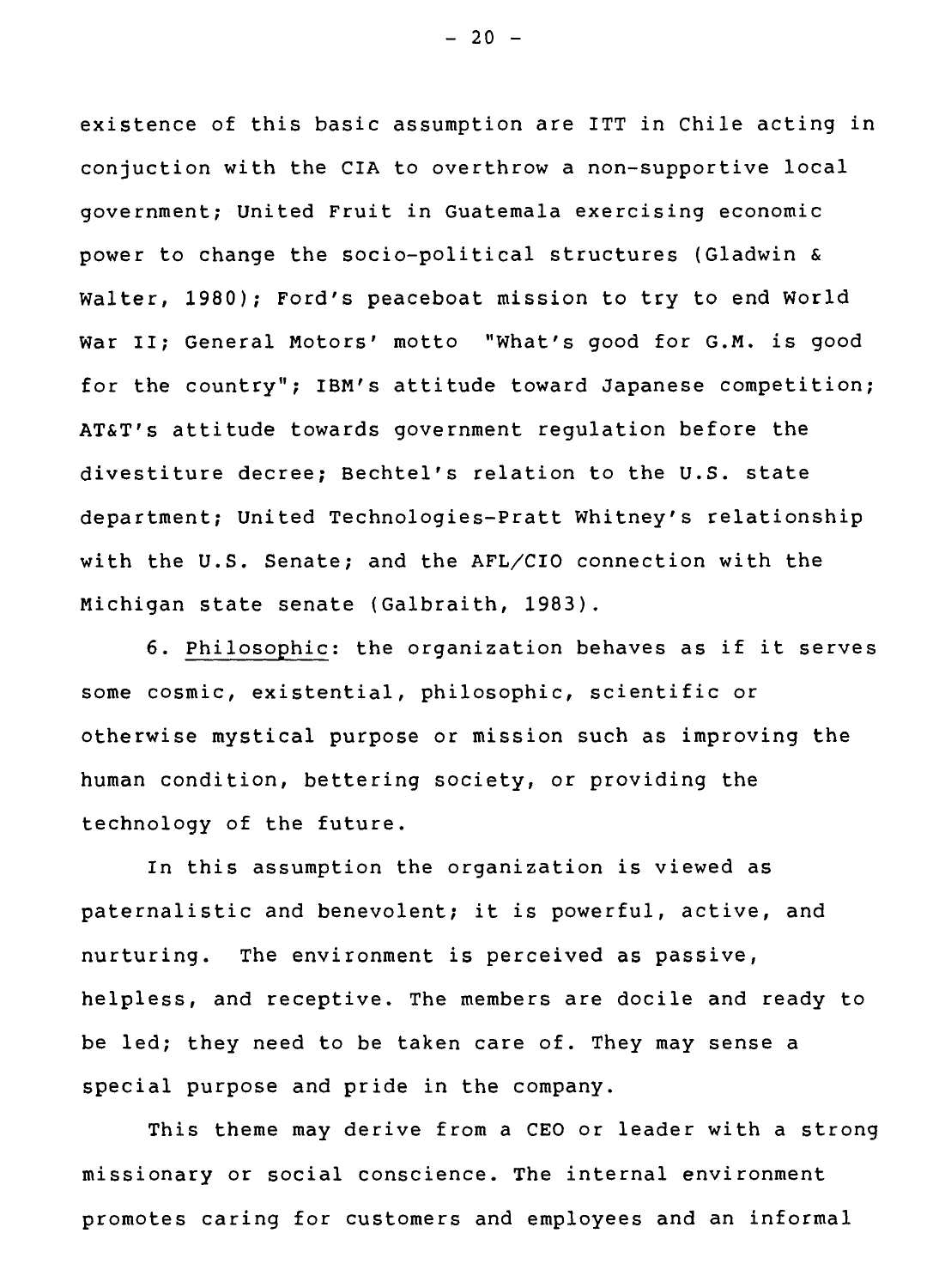existence of this basic assumption are ITT in Chile acting in conjuction with the CIA to overthrow a non-supportive local government; United Fruit in Guatemala exercising economic power to change the socio-political structures (Gladwin & Walter, 1980); Ford's peaceboat mission to try to end World War II; General Motors' motto "What's good for G.M. is good for the country"; IBM's attitude toward Japanese competition; AT&T's attitude towards government regulation before the divestiture decree; Bechtel's relation to the U.S. state department; United Technologies-Pratt Whitney's relationship with the U.S. Senate; and the AFL/CIO connection with the Michigan state senate (Galbraith, 1983).

6. <u>Philosophic</u>: the organization behaves as if it serves some cosmic, existential, philosophic, scientific or otherwise mystical purpose or mission such as improving the human condition, bettering society, or providing the technology of the future.

In this assumption the organization is viewed as paternalistic and benevolent; it is powerful, active, and nurturing. The environment is perceived as passive, helpless, and receptive. The members are docile and ready to be led; they need to be taken care of. They may sense a special purpose and pride in the company.

This theme may derive from a CEO or leader with a strong missionary or social conscience. The internal environment promotes caring for customers and employees and an informal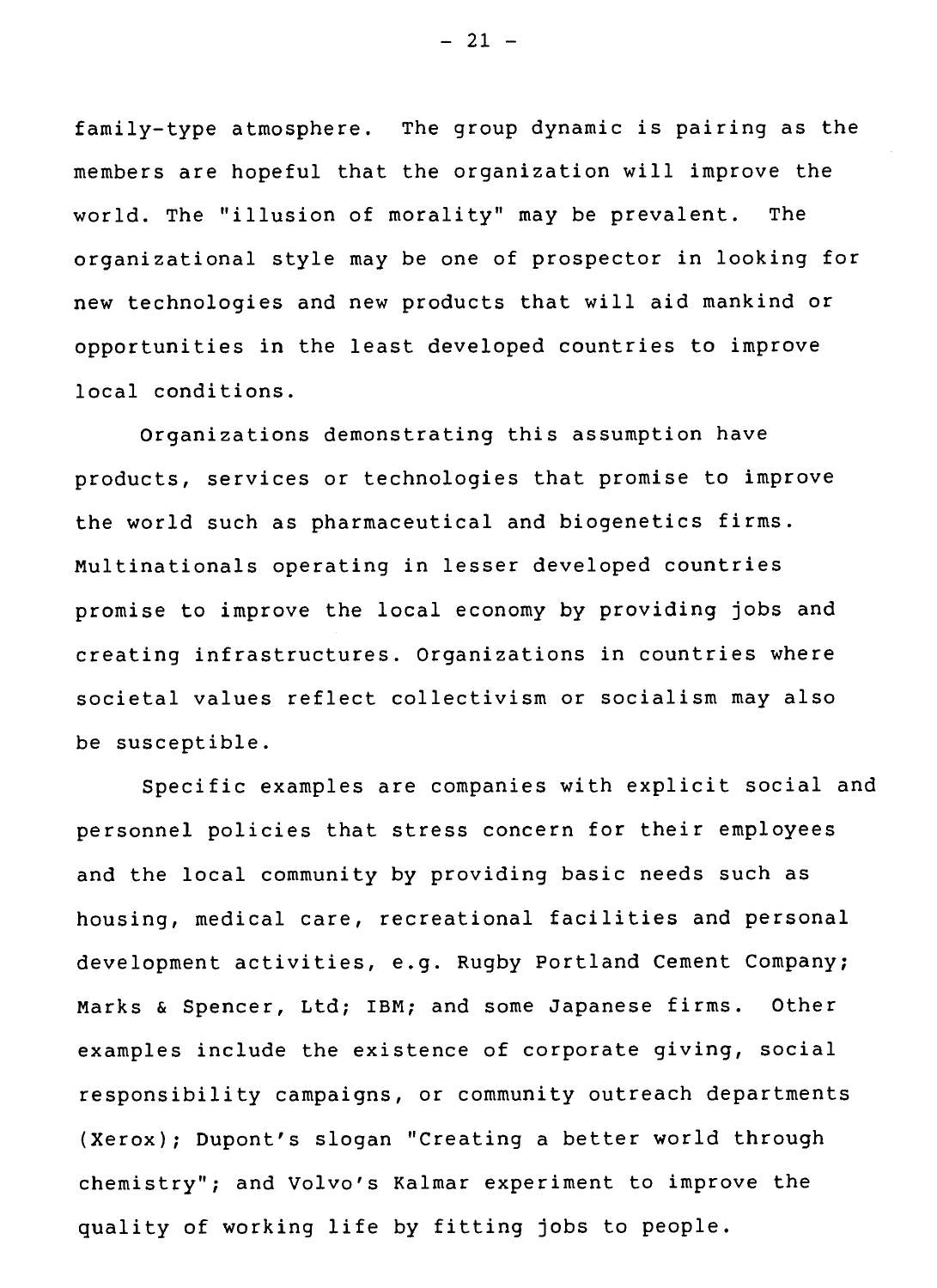family-type atmosphere. The group dynamic is pairing as the members are hopeful that the organization will improve the world. The "illusion of morality" may be prevalent. The organizational style may be one of prospector in looking for new technologies and new products that will aid mankind or opportunities in the least developed countries to improve local conditions.

Organizations demonstrating this assumption have products, services or technologies that promise to improve the world such as pharmaceutical and biogenetics firms. Multinationals operating in lesser developed countries promise to improve the local economy by providing jobs and creating infrastructures. Organizations in countries where societal values reflect collectivism or socialism may also be susceptible.

Specific examples are companies with explicit social and personnel policies that stress concern for their employees and the local community by providing basic needs such as housing, medical care, recreational facilities and personal development activities, e.g. Rugby Portland Cement Company; Marks & Spencer, Ltd; IBM; and some Japanese firms. Other examples include the existence of corporate giving, social responsibility campaigns, or community outreach departments (Xerox); Dupont's slogan "Creating a better world through chemistry"; and Volvo's Kalmar experiment to improve the quality of working life by fitting jobs to people.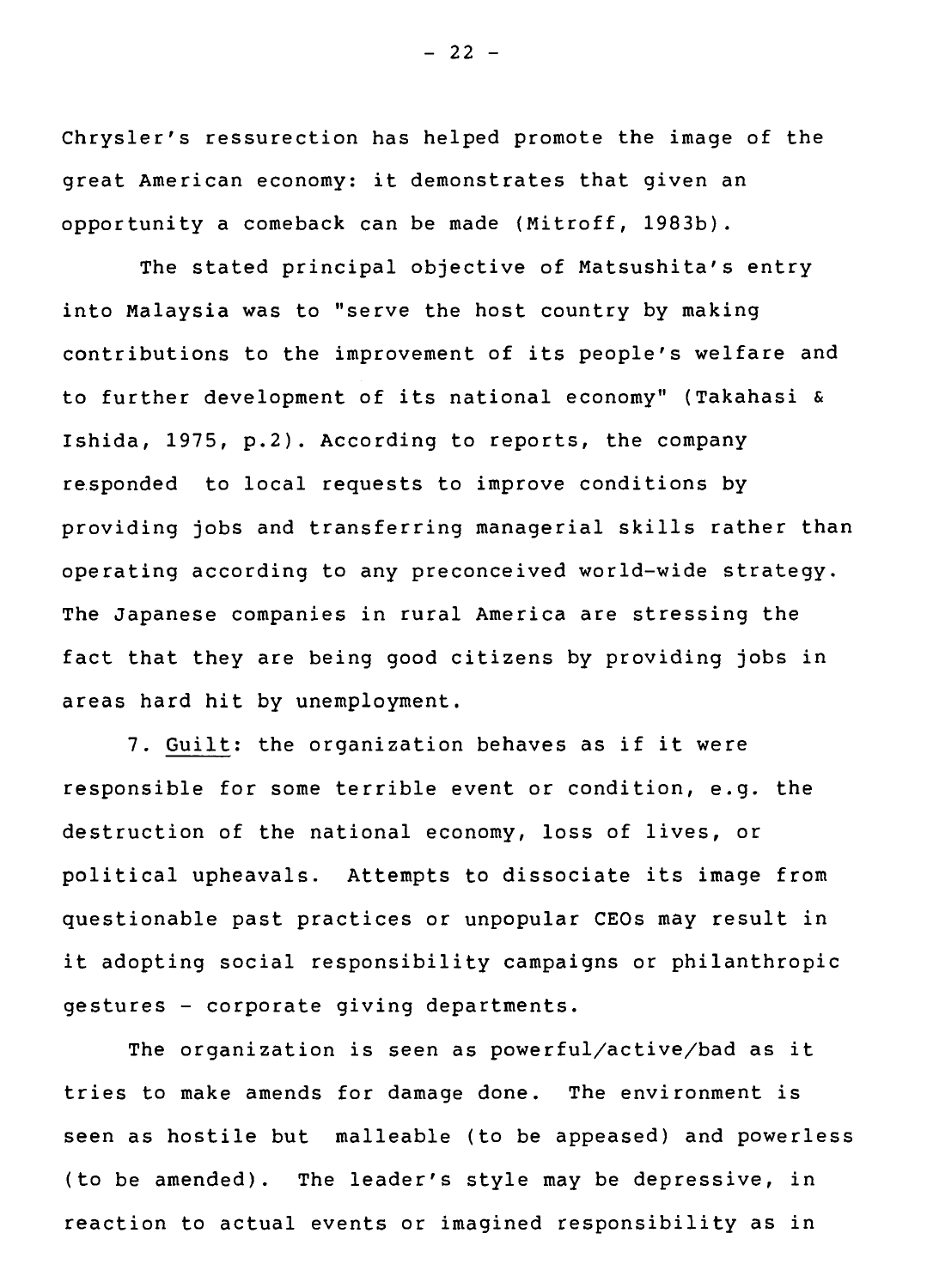Chrysler's ressurection has helped promote the image of the great American economy: it demonstrates that given an opportunity a comeback can be made (Mitroff, 1983b).

The stated principal objective of Matsushita's entry into Malaysia was to "serve the host country by making contributions to the improvement of its people's welfare and to further development of its national economy" (Takahasi & Ishida, 1975, p.2). According to reports, the company responded to local requests to improve conditions by providing jobs and transferring managerial skills rather than operating according to any preconceived world-wide strategy. The Japanese companies in rural America are stressing the fact that they are being good citizens by providing jobs in areas hard hit by unemployment.

7. Guilt: the organization behaves as if it were responsible for some terrible event or condition, e.g. the destruction of the national economy, loss of lives, or political upheavals. Attempts to dissociate its image from questionable past practices or unpopular CEOs may result in it adopting social responsibility campaigns or philanthropic gestures - corporate giving departments.

The organization is seen as powerful/active/bad as it tries to make amends for damage done. The environment is seen as hostile but malleable (to be appeased) and powerless (to be amended). The leader's style may be depressive, in reaction to actual events or imagined responsibility as in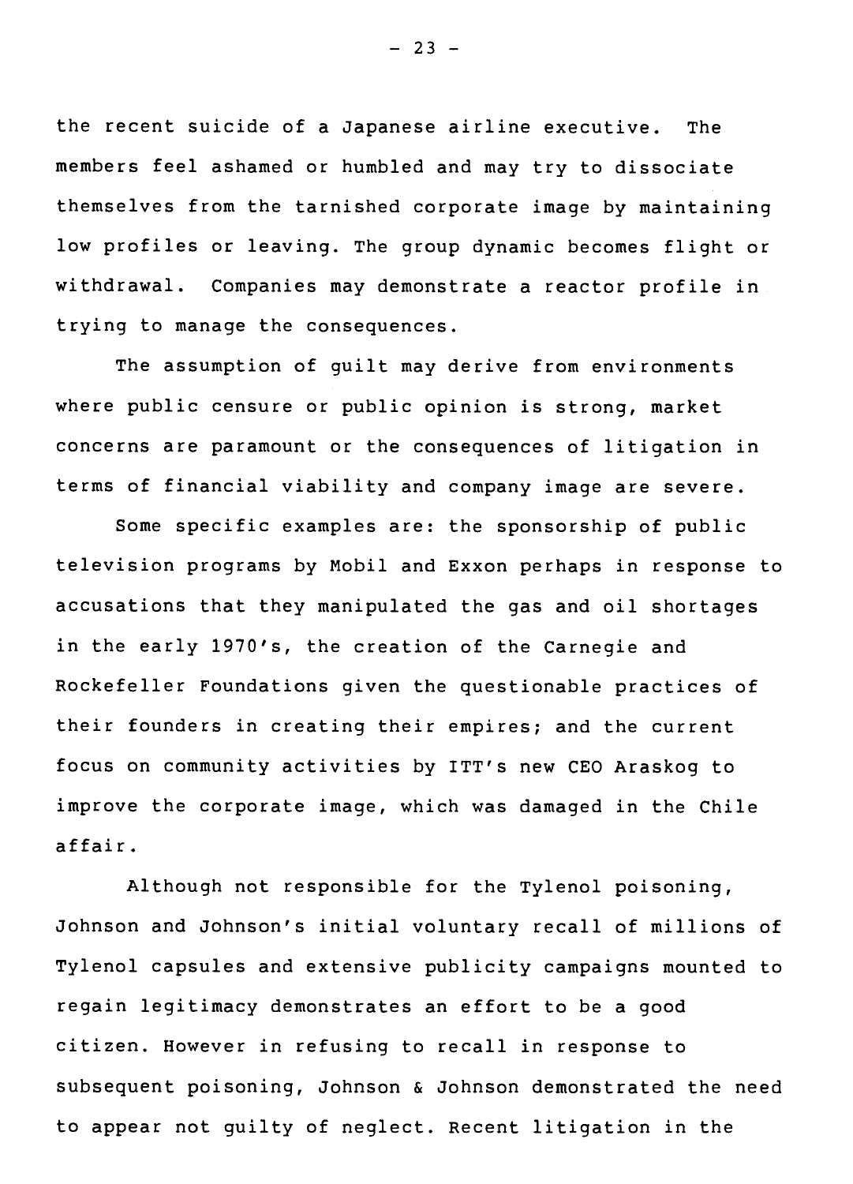the recent suicide of a Japanese airline executive. The members feel ashamed or humbled and may try to dissociate themselves from the tarnished corporate image by maintaining low profiles or leaving. The group dynamic becomes flight or withdrawal. Companies may demonstrate a reactor profile in trying to manage the consequences.

The assumption of guilt may derive from environments where public censure or public opinion is strong, market concerns are paramount or the consequences of litigation in terms of financial viability and company image are severe.

Some specific examples are: the sponsorship of public television programs by Mobil and Exxon perhaps in response to accusations that they manipulated the gas and oil shortages in the early 1970's, the creation of the Carnegie and Rockefeller Foundations given the questionable practices of their founders in creating their empires; and the current focus on community activities by ITT's new CEO Araskog to improve the corporate image, which was damaged in the Chile affair.

Although not responsible for the Tylenol poisoning, Johnson and Johnson's initial voluntary recall of millions of Tylenol capsules and extensive publicity campaigns mounted to regain legitimacy demonstrates an effort to be a good citizen. However in refusing to recall in response to subsequent poisoning, Johnson & Johnson demonstrated the need to appear not guilty of neglect. Recent litigation in the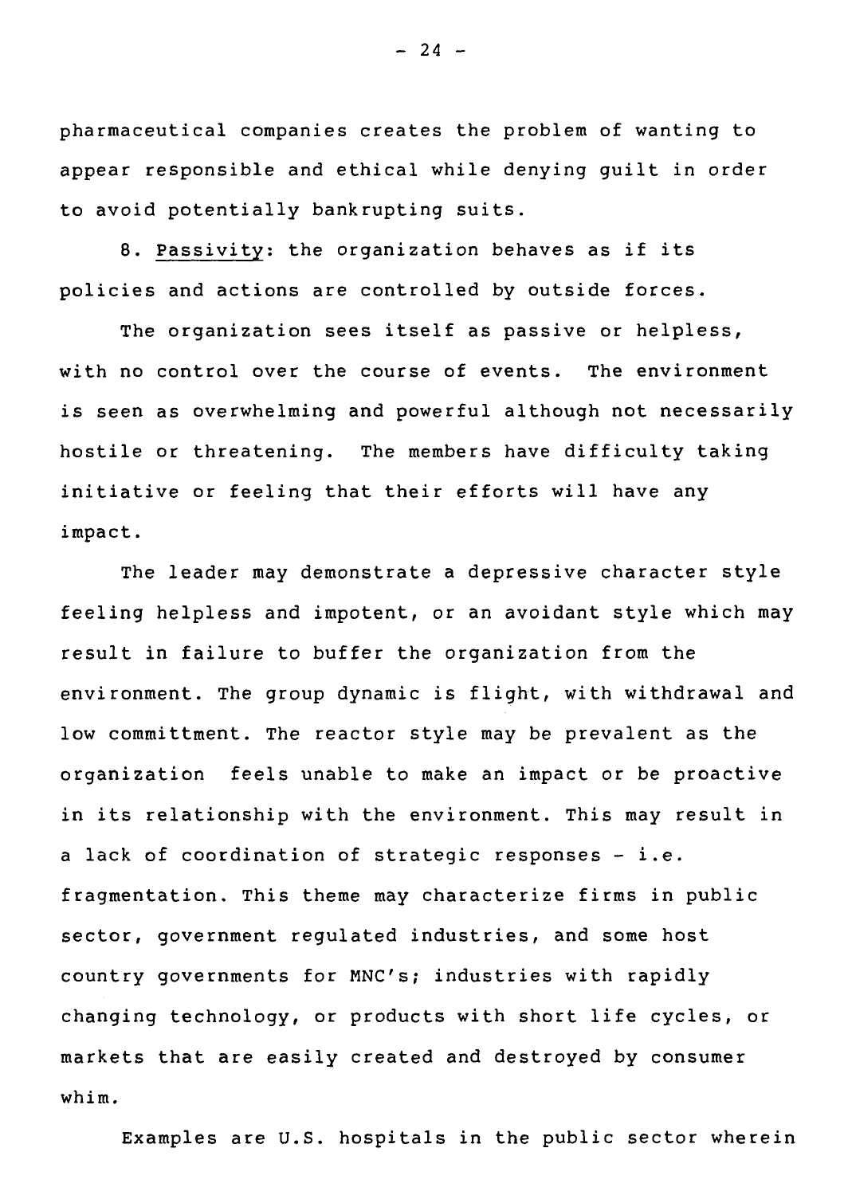pharmaceutical companies creates the problem of wanting to appear responsible and ethical while denying guilt in order to avoid potentially bankrupting suits.

8. Passivity: the organization behaves as if its policies and actions are controlled by outside forces.

The organization sees itself as passive or helpless, with no control over the course of events. The environment is seen as overwhelming and powerful although not necessarily hostile or threatening. The members have difficulty taking initiative or feeling that their efforts will have any impact.

The leader may demonstrate a depressive character style feeling helpless and impotent, or an avoidant style which may result in failure to buffer the organization from the environment. The group dynamic is flight, with withdrawal and low committment. The reactor style may be prevalent as the organization feels unable to make an impact or be proactive in its relationship with the environment. This may result in a lack of coordination of strategic responses - i.e. fragmentation. This theme may characterize firms in public sector, government regulated industries, and some host country governments for MNC's; industries with rapidly changing technology, or products with short life cycles, or markets that are easily created and destroyed by consumer whim.

Examples are U.S. hospitals in the public sector wherein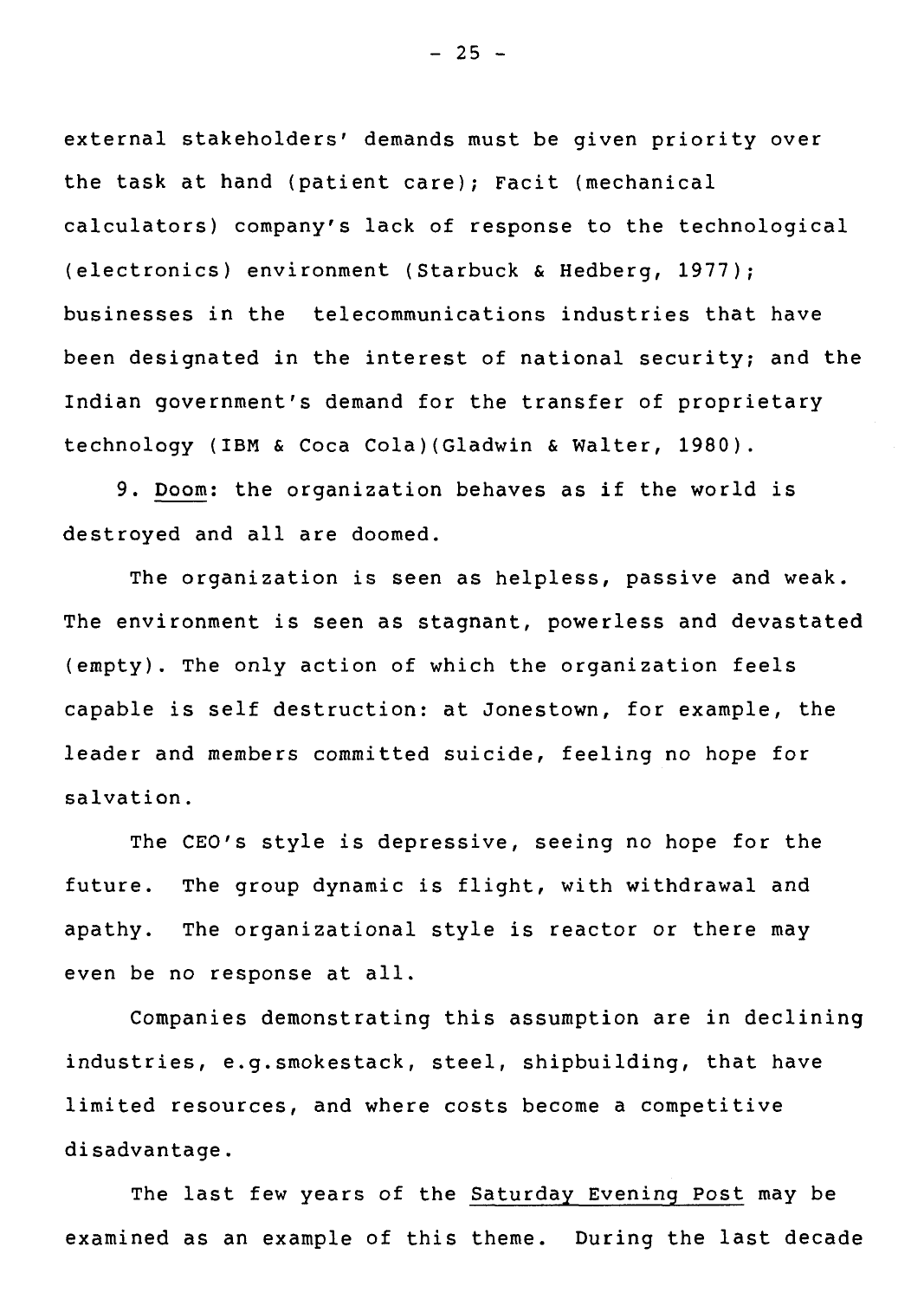external stakeholders' demands must be given priority over the task at hand (patient care); Facit (mechanical calculators) company's lack of response to the technological (electronics) environment (Starbuck & Hedberg, 1977); businesses in the telecommunications industries that have been designated in the interest of national security; and the Indian government's demand for the transfer of proprietary technology (IBM & Coca Cola)(Gladwin & Walter, 1980).

9. Doom: the organization behaves as if the world is destroyed and all are doomed.

The organization is seen as helpless, passive and weak. The environment is seen as stagnant, powerless and devastated (empty). The only action of which the organization feels capable is self destruction: at Jonestown, for example, the leader and members committed suicide, feeling no hope for salvation.

The CEO's style is depressive, seeing no hope for the future. The group dynamic is flight, with withdrawal and apathy. The organizational style is reactor or there may even be no response at all.

Companies demonstrating this assumption are in declining industries, e.g.smokestack, steel, shipbuilding, that have limited resources, and where costs become a competitive disadvantage.

The last few years of the Saturday Evening Post may be examined as an example of this theme. During the last decade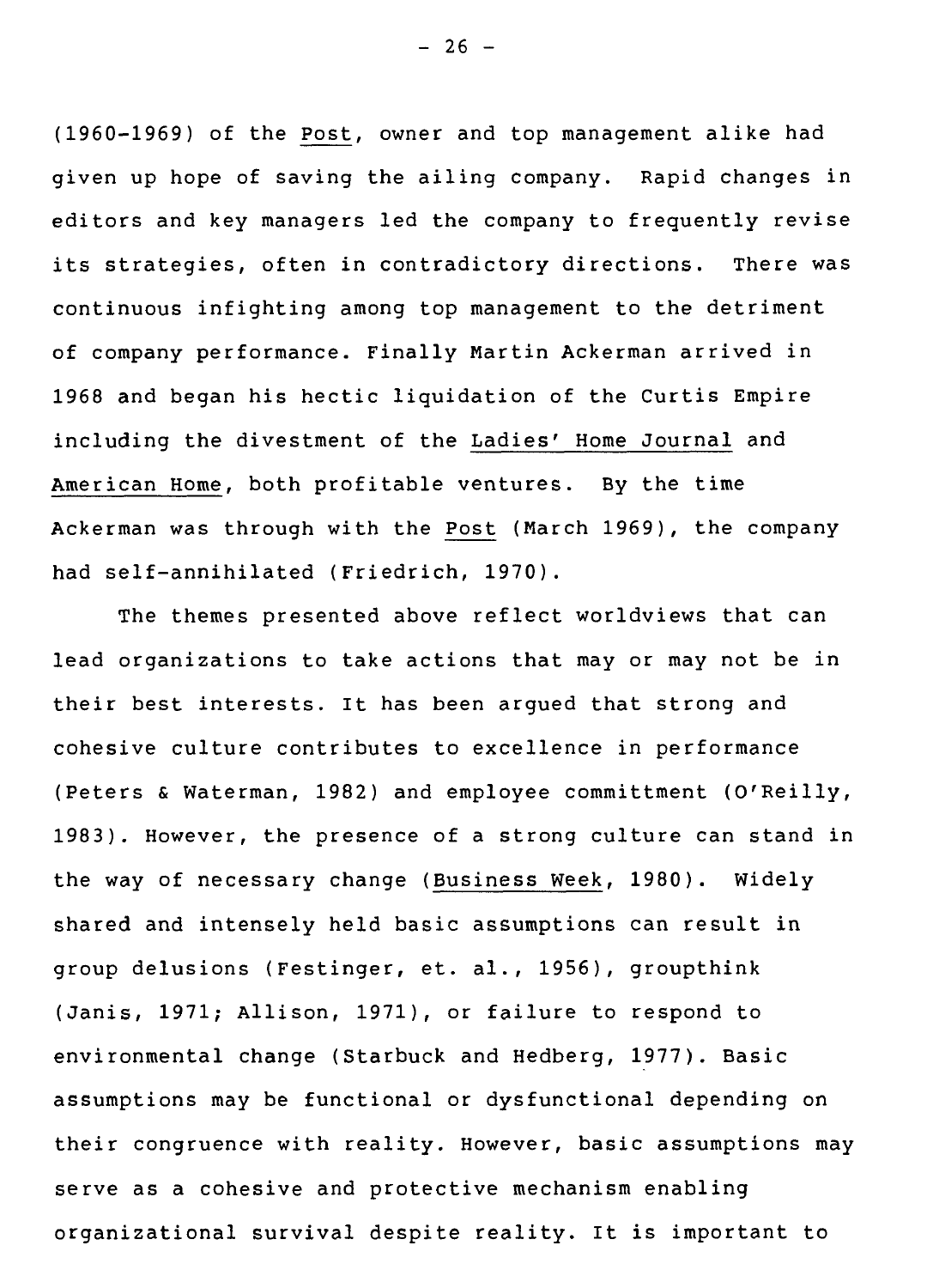(1960-1969) of the Post, owner and top management alike had given up hope of saving the ailing company. Rapid changes in editors and key managers led the company to frequently revise its strategies, often in contradictory directions. There was continuous infighting among top management to the detriment of company performance. Finally Martin Ackerman arrived in 1968 and began his hectic liquidation of the Curtis Empire including the divestment of the Ladies' Home Journal and American Home, both profitable ventures. By the time Ackerman was through with the Post (March 1969), the company had self-annihilated (Friedrich, 1970).

The themes presented above reflect worldviews that can lead organizations to take actions that may or may not be in their best interests. It has been argued that strong and cohesive culture contributes to excellence in performance (Peters & Waterman, 1982) and employee committment (O'Reilly, 1983). However, the presence of a strong culture can stand in the way of necessary change (Business Week, 1980). Widely shared and intensely held basic assumptions can result in group delusions (Festinger, et. al., 1956), groupthink (Janis, 1971; Allison, 1971), or failure to respond to environmental change (Starbuck and Hedberg, 1977). Basic assumptions may be functional or dysfunctional depending on their congruence with reality. However, basic assumptions may serve as a cohesive and protective mechanism enabling organizational survival despite reality. It is important to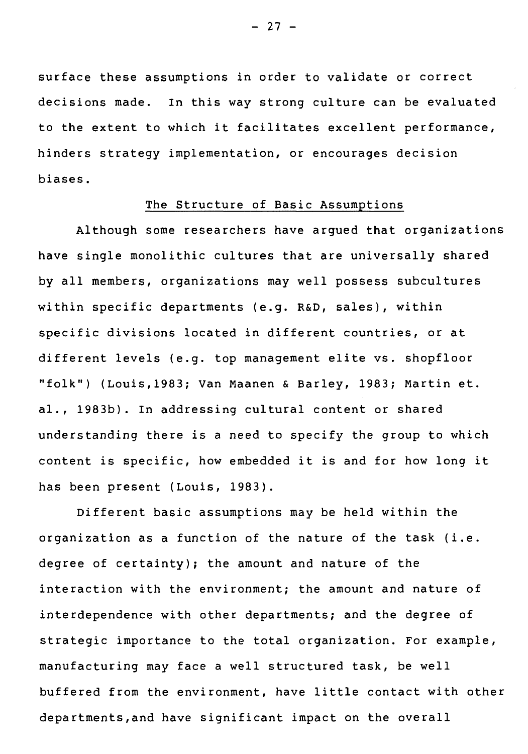surface these assumptions in order to validate or correct decisions made. In this way strong culture can be evaluated to the extent to which it facilitates excellent performance, hinders strategy implementation, or encourages decision biases.

## The Structure of Basic Assumptions

Although some researchers have argued that organizations have single monolithic cultures that are universally shared by all members, organizations may well possess subcultures within specific departments (e.g. R&D, sales), within specific divisions located in different countries, or at different levels (e.g. top management elite vs. shopfloor "folk") (Louis,1983; Van Maanen & Barley, 1983; Martin et. al., 1983b). In addressing cultural content or shared understanding there is a need to specify the group to which content is specific, how embedded it is and for how long it has been present (Louis, 1983).

Different basic assumptions may be held within the organization as a function of the nature of the task (i.e. degree of certainty); the amount and nature of the interaction with the environment; the amount and nature of interdependence with other departments; and the degree of strategic importance to the total organization. For example, manufacturing may face a well structured task, be well buffered from the environment, have little contact with other departments,and have significant impact on the overall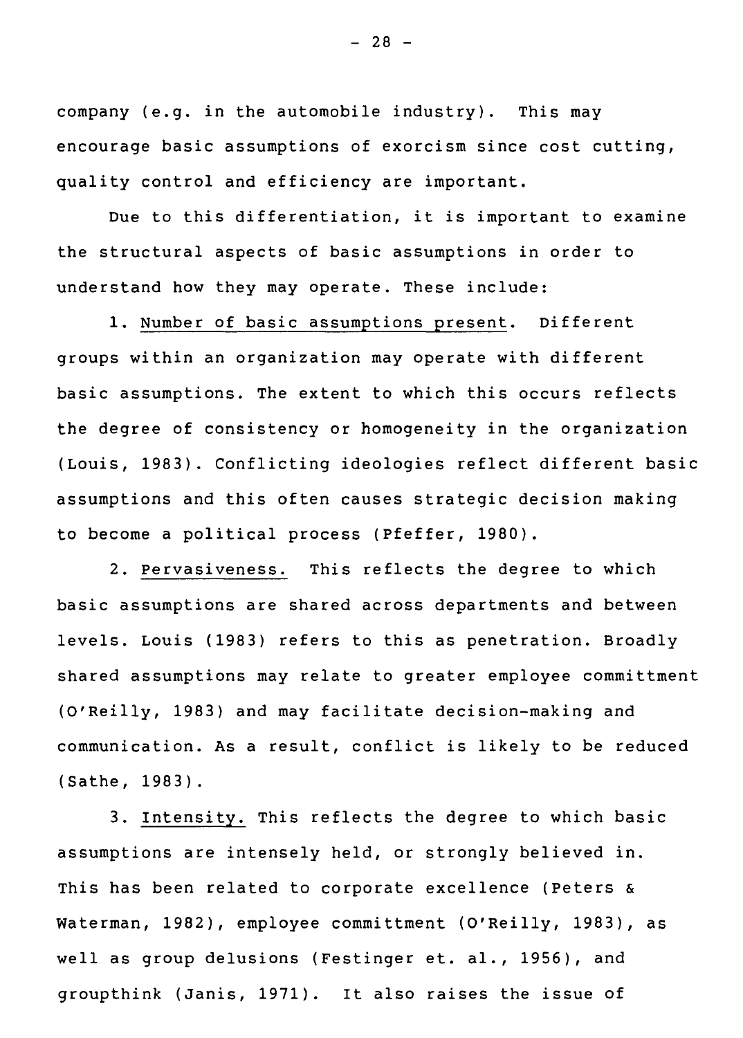company (e.g. in the automobile industry). This may encourage basic assumptions of exorcism since cost cutting, quality control and efficiency are important.

Due to this differentiation, it is important to examine the structural aspects of basic assumptions in order to understand how they may operate. These include:

1. Number of basic assumptions present. Different groups within an organization may operate with different basic assumptions. The extent to which this occurs reflects the degree of consistency or homogeneity in the organization (Louis, 1983). Conflicting ideologies reflect different basic assumptions and this often causes strategic decision making to become a political process (Pfeffer, 1980).

2. Pervasiveness. This reflects the degree to which basic assumptions are shared across departments and between levels. Louis (1983) refers to this as penetration. Broadly shared assumptions may relate to greater employee committment (O'Reilly, 1983) and may facilitate decision-making and communication. As a result, conflict is likely to be reduced (Sathe, 1983).

3. Intensity. This reflects the degree to which basic assumptions are intensely held, or strongly believed in. This has been related to corporate excellence (Peters & Waterman, 1982), employee committment (O'Reilly, 1983), as well as group delusions (Festinger et. al., 1956), and groupthink (Janis, 1971). It also raises the issue of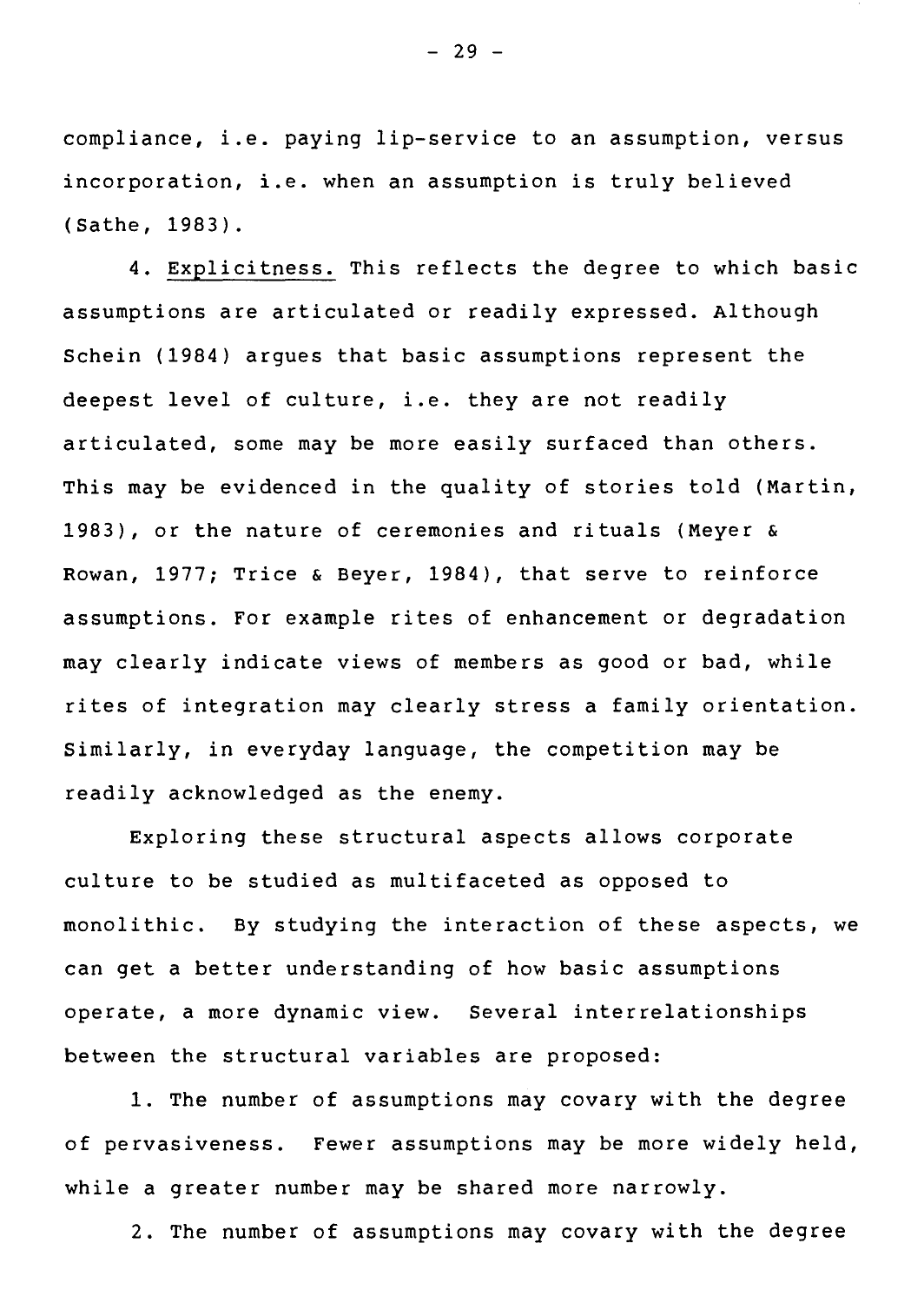compliance, i.e. paying lip-service to an assumption, versus incorporation, i.e. when an assumption is truly believed (Sathe, 1983).

4. Explicitness. This reflects the degree to which basic assumptions are articulated or readily expressed. Although Schein (1984) argues that basic assumptions represent the deepest level of culture, i.e. they are not readily articulated, some may be more easily surfaced than others. This may be evidenced in the quality of stories told (Martin, 1983), or the nature of ceremonies and rituals (Meyer & Rowan, 1977; Trice & Beyer, 1984), that serve to reinforce assumptions. For example rites of enhancement or degradation may clearly indicate views of members as good or bad, while rites of integration may clearly stress a family orientation. Similarly, in everyday language, the competition may be readily acknowledged as the enemy.

Exploring these structural aspects allows corporate culture to be studied as multifaceted as opposed to monolithic. By studying the interaction of these aspects, we can get a better understanding of how basic assumptions operate, a more dynamic view. Several interrelationships between the structural variables are proposed:

1. The number of assumptions may covary with the degree of pervasiveness. Fewer assumptions may be more widely held, while a greater number may be shared more narrowly.

2. The number of assumptions may covary with the degree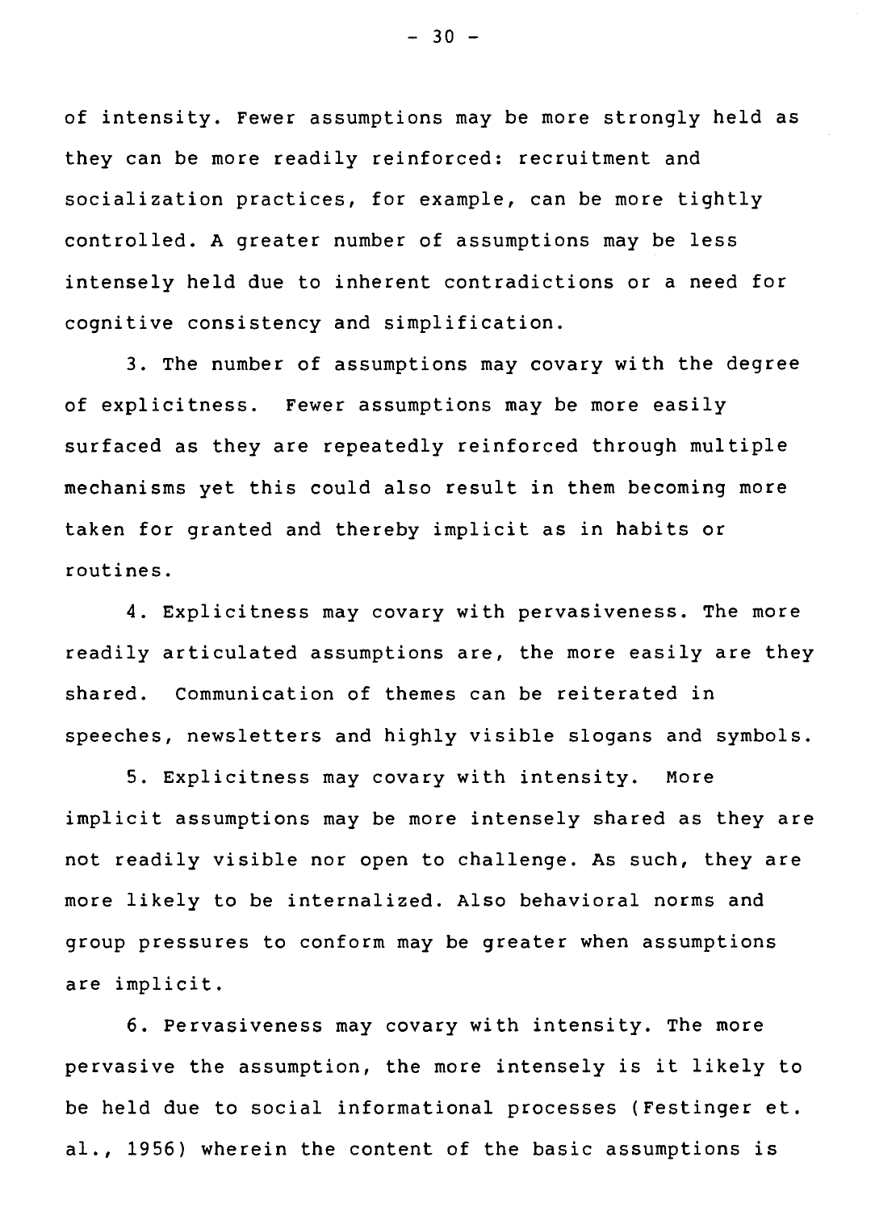of intensity. Fewer assumptions may be more strongly held as they can be more readily reinforced: recruitment and socialization practices, for example, can be more tightly controlled. A greater number of assumptions may be less intensely held due to inherent contradictions or a need for cognitive consistency and simplification.

3. The number of assumptions may covary with the degree of explicitness. Fewer assumptions may be more easily surfaced as they are repeatedly reinforced through multiple mechanisms yet this could also result in them becoming more taken for granted and thereby implicit as in habits or routines.

4. Explicitness may covary with pervasiveness. The more readily articulated assumptions are, the more easily are they shared. Communication of themes can be reiterated in speeches, newsletters and highly visible slogans and symbols.

5. Explicitness may covary with intensity. More implicit assumptions may be more intensely shared as they are not readily visible nor open to challenge. As such, they are more likely to be internalized. Also behavioral norms and group pressures to conform may be greater when assumptions are implicit.

6. Pervasiveness may covary with intensity. The more pervasive the assumption, the more intensely is it likely to be held due to social informational processes (Festinger et. al., 1956) wherein the content of the basic assumptions is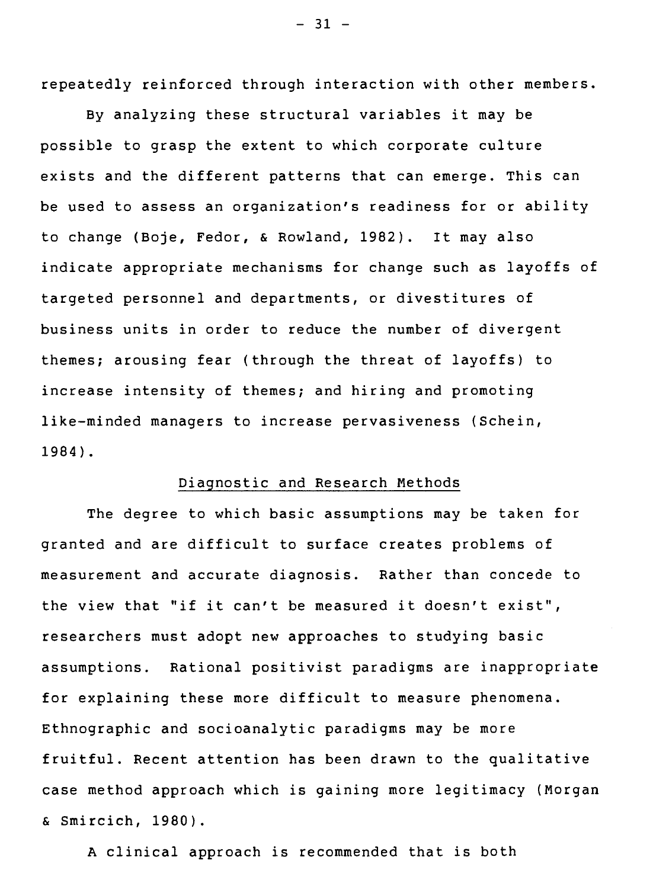repeatedly reinforced through interaction with other members.

By analyzing these structural variables it may be possible to grasp the extent to which corporate culture exists and the different patterns that can emerge. This can be used to assess an organization's readiness for or ability to change (Boje, Fedor, & Rowland, 1982). It may also indicate appropriate mechanisms for change such as layoffs of targeted personnel and departments, or divestitures of business units in order to reduce the number of divergent themes; arousing fear (through the threat of layoffs) to increase intensity of themes; and hiring and promoting like-minded managers to increase pervasiveness (Schein, 1984).

## Diagnostic and Research Methods

The degree to which basic assumptions may be taken for granted and are difficult to surface creates problems of measurement and accurate diagnosis. Rather than concede to the view that "if it can't be measured it doesn't exist", researchers must adopt new approaches to studying basic assumptions. Rational positivist paradigms are inappropriate for explaining these more difficult to measure phenomena. Ethnographic and socioanalytic paradigms may be more fruitful. Recent attention has been drawn to the qualitative case method approach which is gaining more legitimacy (Morgan & Smircich, 1980).

A clinical approach is recommended that is both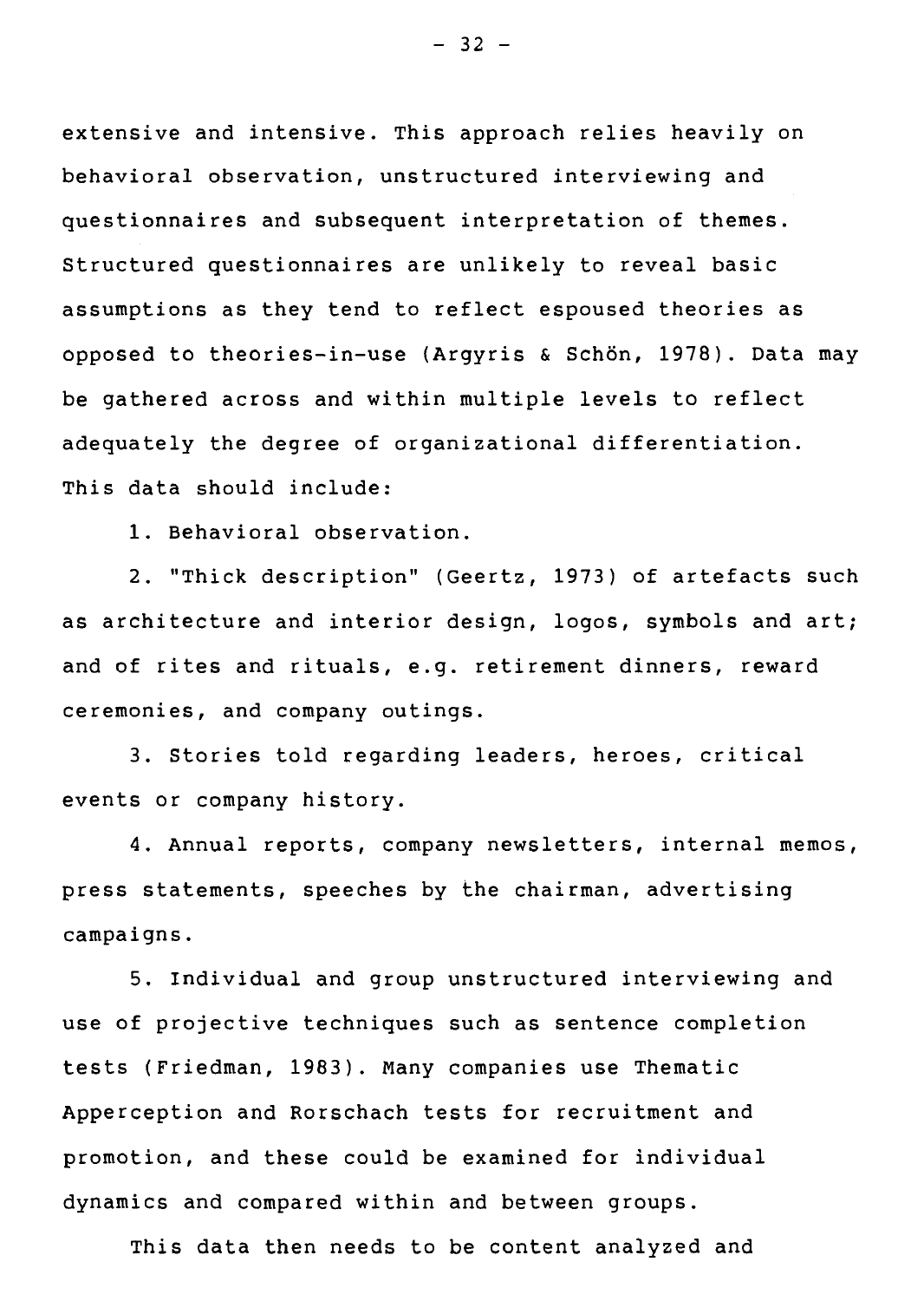extensive and intensive. This approach relies heavily on behavioral observation, unstructured interviewing and questionnaires and subsequent interpretation of themes. Structured questionnaires are unlikely to reveal basic assumptions as they tend to reflect espoused theories as opposed to theories-in-use (Argyris & Schön, 1978). Data may be gathered across and within multiple levels to reflect adequately the degree of organizational differentiation. This data should include:

1. Behavioral observation.

2. "Thick description" (Geertz, 1973) of artefacts such as architecture and interior design, logos, symbols and art; and of rites and rituals, e.g. retirement dinners, reward ceremonies, and company outings.

3. Stories told regarding leaders, heroes, critical events or company history.

4. Annual reports, company newsletters, internal memos, press statements, speeches by the chairman, advertising campaigns.

5. Individual and group unstructured interviewing and use of projective techniques such as sentence completion tests (Friedman, 1983). Many companies use Thematic Apperception and Rorschach tests for recruitment and promotion, and these could be examined for individual dynamics and compared within and between groups.

This data then needs to be content analyzed and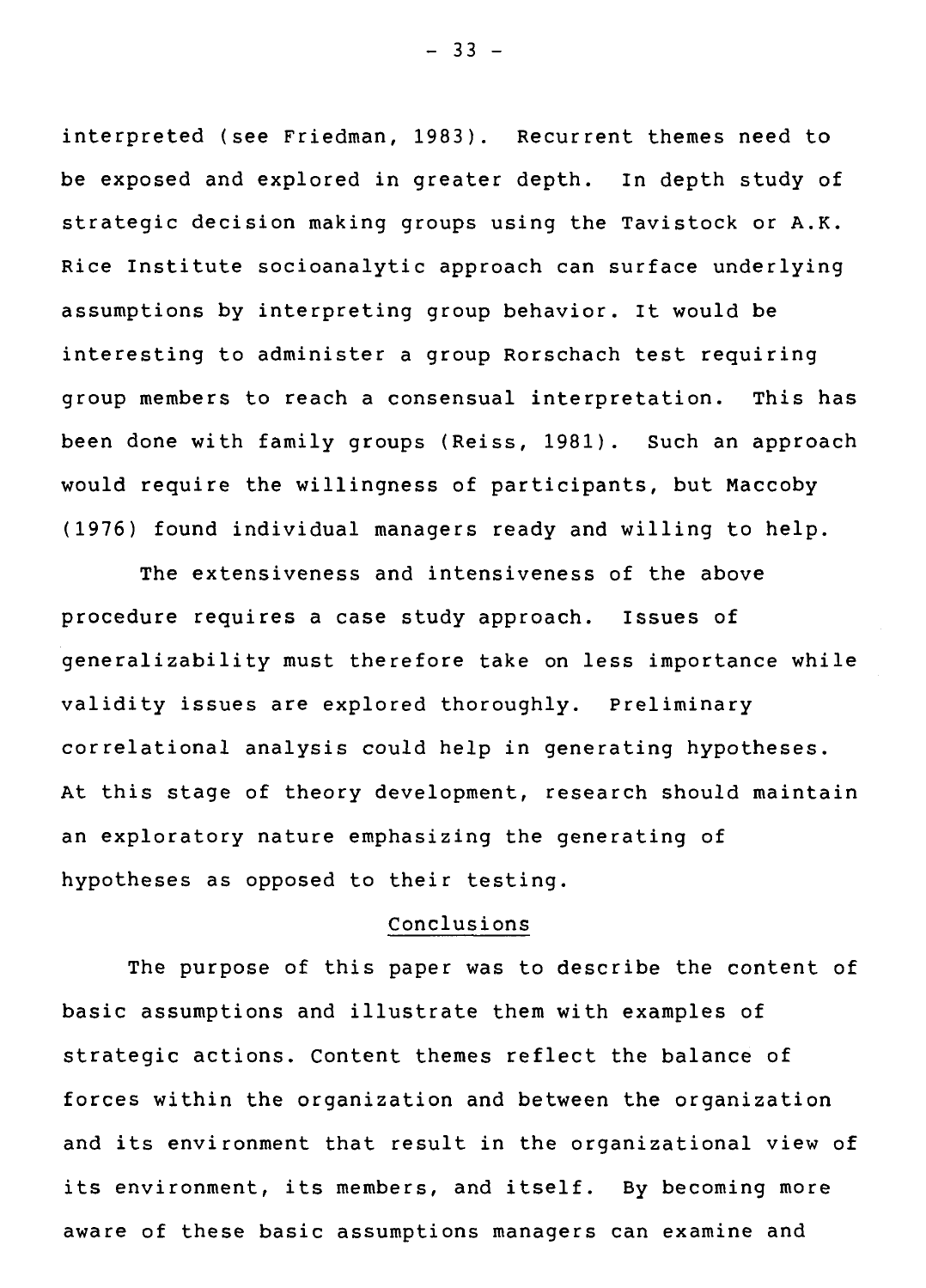interpreted (see Friedman, 1983). Recurrent themes need to be exposed and explored in greater depth. In depth study of strategic decision making groups using the Tavistock or A.K. Rice Institute socioanalytic approach can surface underlying assumptions by interpreting group behavior. It would be interesting to administer a group Rorschach test requiring group members to reach a consensual interpretation. This has been done with family groups (Reiss, 1981). Such an approach would require the willingness of participants, but Maccoby (1976) found individual managers ready and willing to help.

The extensiveness and intensiveness of the above procedure requires a case study approach. Issues of generalizability must therefore take on less importance while validity issues are explored thoroughly. Preliminary correlational analysis could help in generating hypotheses. At this stage of theory development, research should maintain an exploratory nature emphasizing the generating of hypotheses as opposed to their testing.

## Conclusions

The purpose of this paper was to describe the content of basic assumptions and illustrate them with examples of strategic actions. Content themes reflect the balance of forces within the organization and between the organization and its environment that result in the organizational view of its environment, its members, and itself. By becoming more aware of these basic assumptions managers can examine and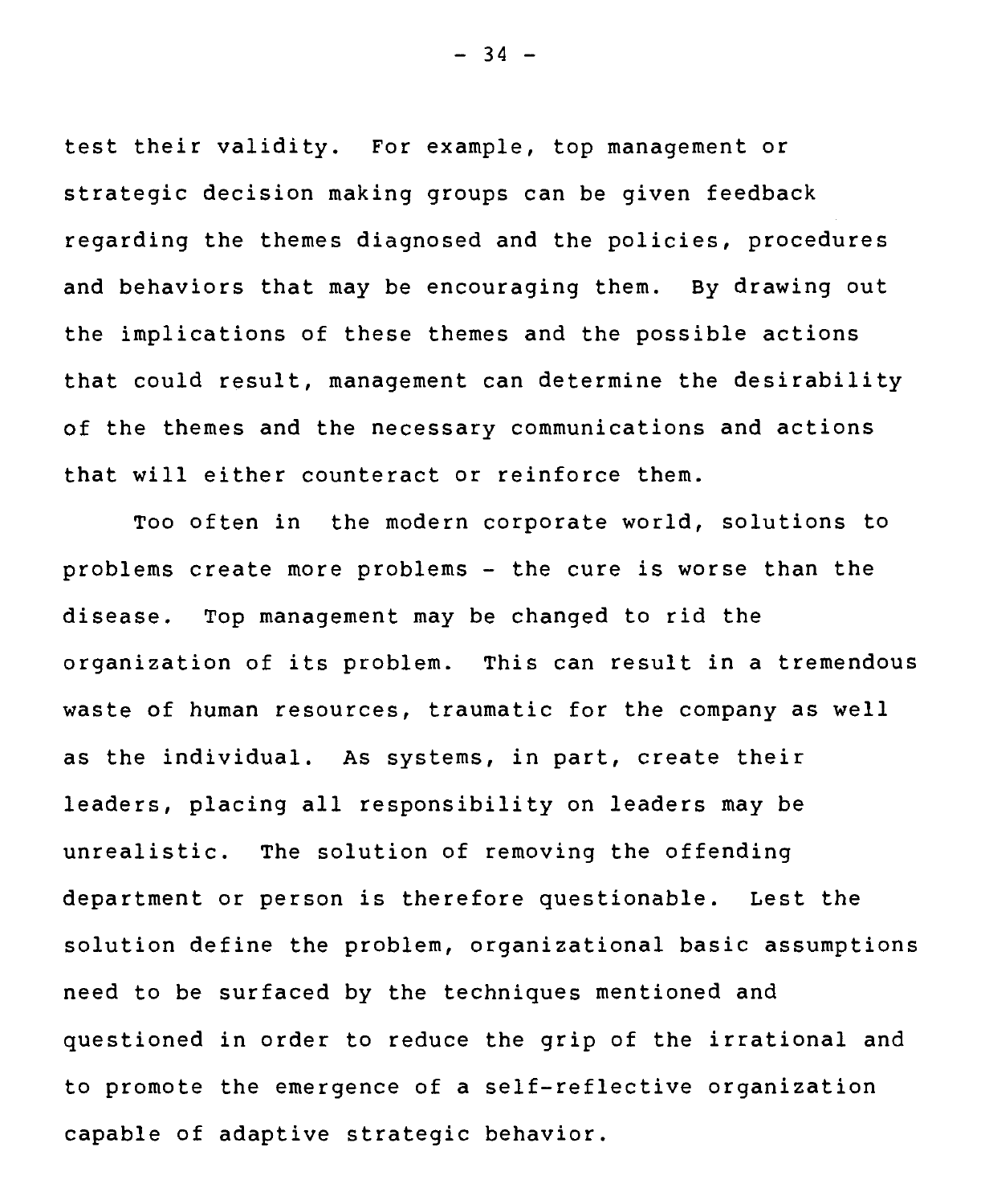test their validity. For example, top management or strategic decision making groups can be given feedback regarding the themes diagnosed and the policies, procedures and behaviors that may be encouraging them. By drawing out the implications of these themes and the possible actions that could result, management can determine the desirability of the themes and the necessary communications and actions that will either counteract or reinforce them.

Too often in the modern corporate world, solutions to problems create more problems - the cure is worse than the disease. Top management may be changed to rid the organization of its problem. This can result in a tremendous waste of human resources, traumatic for the company as well as the individual. As systems, in part, create their leaders, placing all responsibility on leaders may be unrealistic. The solution of removing the offending department or person is therefore questionable. Lest the solution define the problem, organizational basic assumptions need to be surfaced by the techniques mentioned and questioned in order to reduce the grip of the irrational and to promote the emergence of a self-reflective organization capable of adaptive strategic behavior.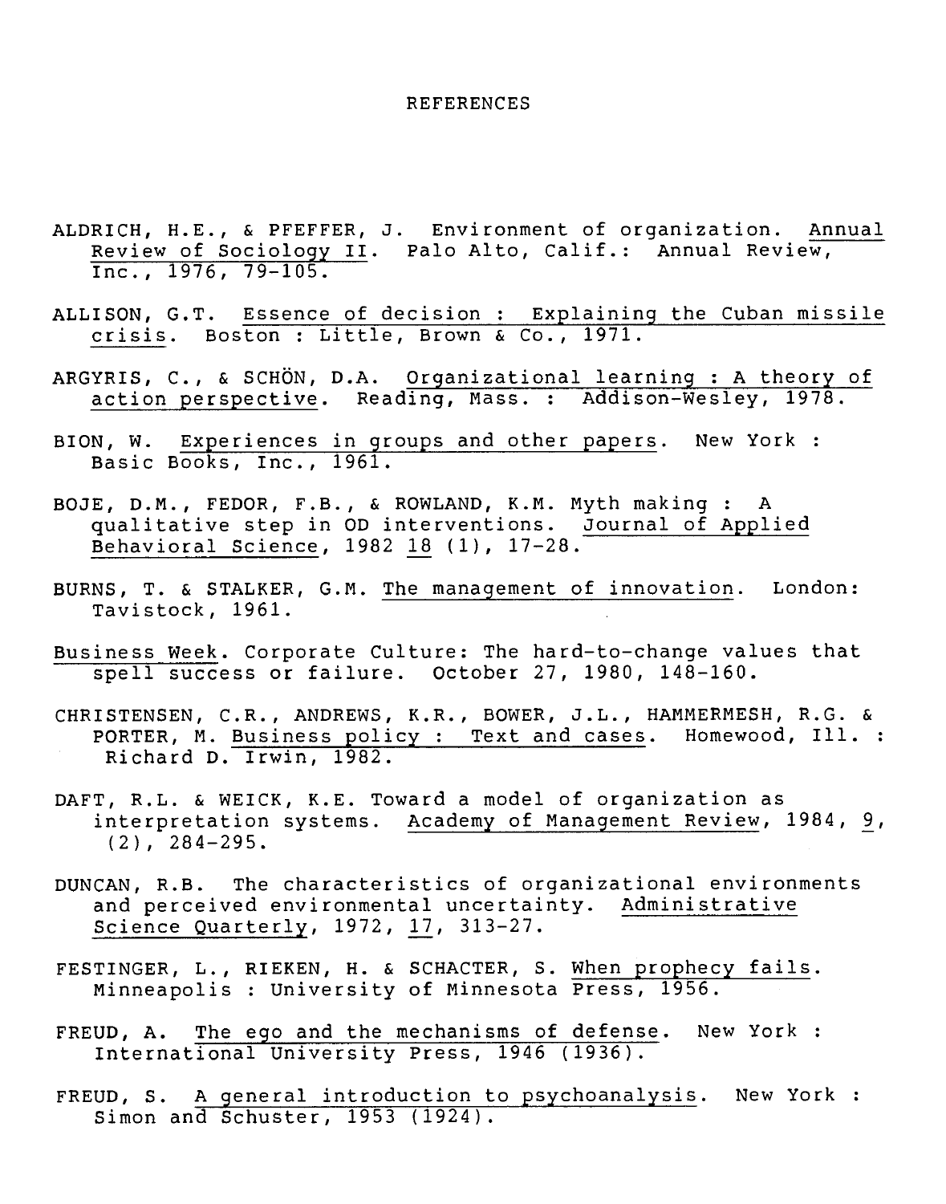# REFERENCES

ALDRICH, H.E., & PFEFFER, J. Environment of organization. *Annual Review of Sociology II*. Palo Alto, Calif.: Annual Review, Inc., 1976, 79-105.

ALLISON, G.T. *Essence of decision : Explaining the Cuban missile crisis*. Boston : Little, Brown & Co., 1971.

ARGYRIS, C., & SCHÖN, D.A. *Organizational learning : A theory of action perspective*. Reading, Mass. : Addison-Wesley, 1978.

BION, W. *Experiences in groups and other papers*. New York : Basic Books, Inc., 1961.

BOJE, D.M., FEDOR, F.B., & ROWLAND, K.M. Myth making : A qualitative step in OD interventions. *Journal of Applied Behavioral Science*, 1982 *18* (1), 17-28.

BURNS, T. & STALKER, G.M. *The management of innovation*. London: Tavistock, 1961.

*Business Week*. Corporate Culture: The hard-to-change values that spell success or failure. October 27, 1980, 148-160.

CHRISTENSEN, C.R., ANDREWS, K.R., BOWER, J.L., HAMMERMESH, R.G. & PORTER, M. *Business policy : Text and cases*. Homewood, Ill. : Richard D. Irwin, 1982.

DAFT, R.L. & WEICK, K.E. Toward a model of organization as interpretation systems. *Academy of Management Review*, 1984, *9*, (2), 284-295.

DUNCAN, R.B. The characteristics of organizational environments and perceived environmental uncertainty. *Administrative Science Quarterly*, 1972, *17*, 313-27.

FESTINGER, L., RIEKEN, H. & SCHACTER, S. *When prophecy fails*. Minneapolis : University of Minnesota Press, 1956.

FREUD, A. *The ego and the mechanisms of defense*. New York : International University Press, 1946 (1936).

FREUD, S. *A general introduction to psychoanalysis*. New York : Simon and Schuster, 1953 (1924).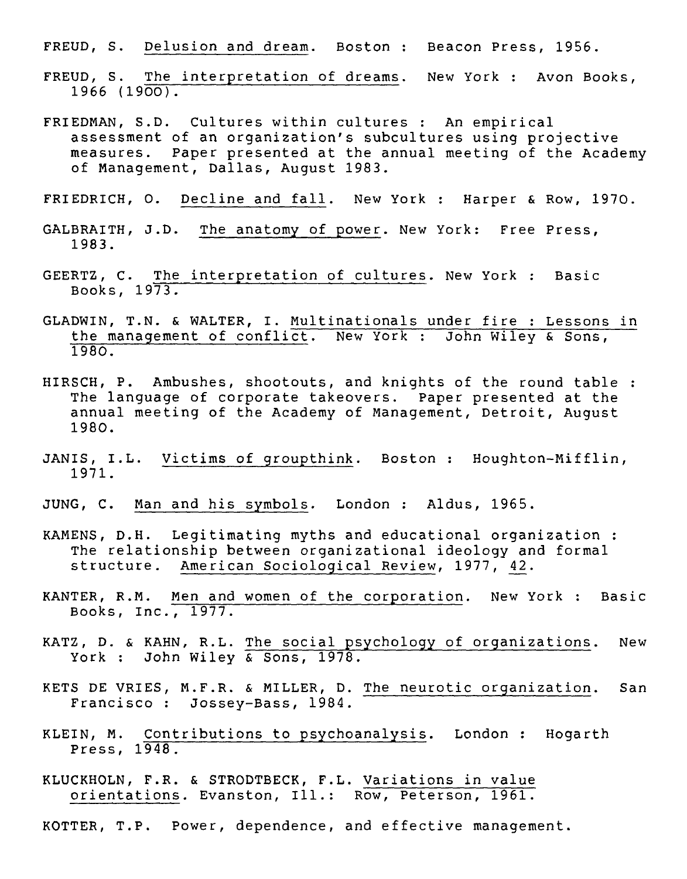FREUD, S. Delusion and dream. Boston : Beacon Press, 1956.

FREUD, S. The interpretation of dreams. New York : Avon Books, 1966 (1900).

FRIEDMAN, S.D. Cultures within cultures : An empirical assessment of an organization's subcultures using projective measures. Paper presented at the annual meeting of the Academy of Management, Dallas, August 1983.

FRIEDRICH, O. Decline and fall. New York : Harper & Row, 1970.

GALBRAITH, J.D. The anatomy of power. New York: Free Press, 1983.

GEERTZ, C. The interpretation of cultures. New York : Basic Books, 1973.

GLADWIN, T.N. & WALTER, I. Multinationals under fire : Lessons in the management of conflict. New York : John Wiley & Sons, 1980.

HIRSCH, P. Ambushes, shootouts, and knights of the round table : The language of corporate takeovers. Paper presented at the annual meeting of the Academy of Management, Detroit, August 1980.

JANIS, I.L. Victims of groupthink. Boston : Houghton-Mifflin, 1971.

JUNG, C. Man and his symbols. London : Aldus, 1965.

KAMENS, D.H. Legitimating myths and educational organization : The relationship between organizational ideology and formal structure. American Sociological Review, 1977, 42.

KANTER, R.M. Men and women of the corporation. New York : Basic Books, Inc., 1977.

KATZ, D. & KAHN, R.L. The social psychology of organizations. New York : John Wiley & Sons, 1978.

KETS DE VRIES, M.F.R. & MILLER, D. The neurotic organization. San Francisco : Jossey-Bass, 1984.

KLEIN, M. Contributions to psychoanalysis. London : Hogarth Press, 1948.

KLUCKHOLN, F.R. & STRODTBECK, F.L. Variations in value orientations. Evanston, Ill.: Row, Peterson, 1961.

KOTTER, T.P. Power, dependence, and effective management.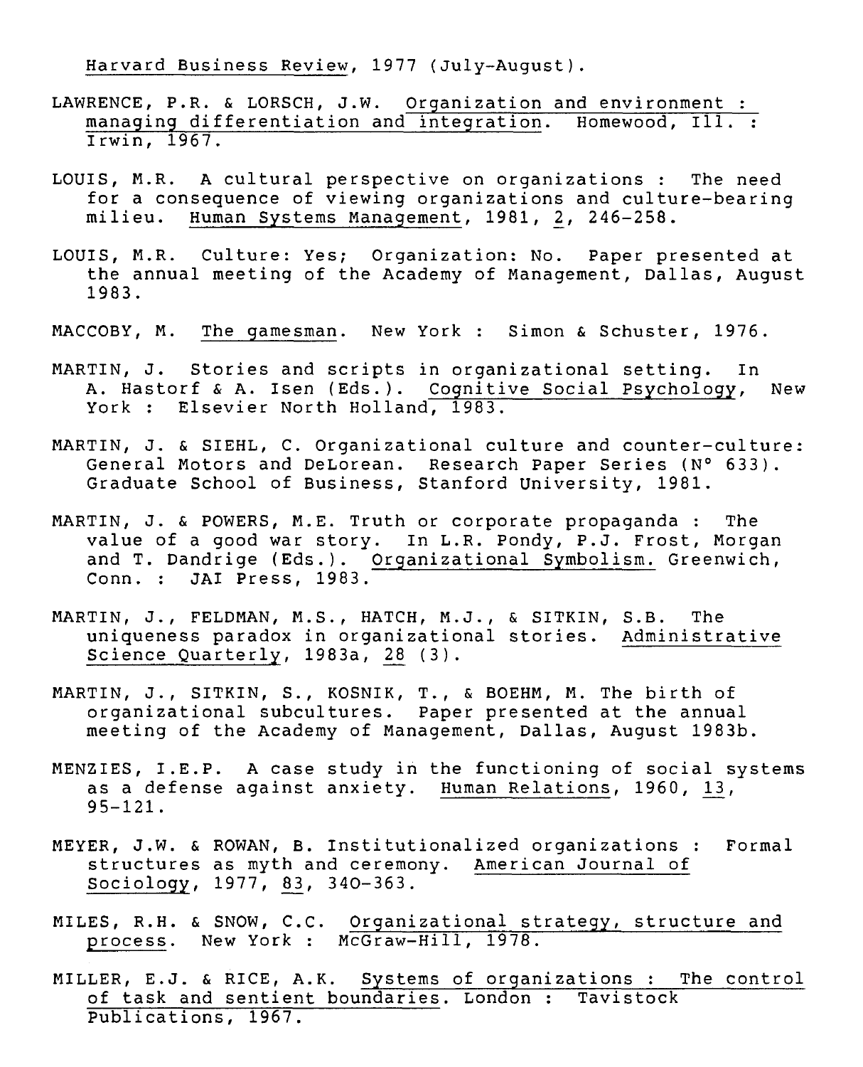Harvard Business Review, 1977 (July-August).

LAWRENCE, P.R. & LORSCH, J.W. Organization and environment : managing differentiation and integration. Homewood, Ill. : Irwin, 1967.

LOUIS, M.R. A cultural perspective on organizations : The need for a consequence of viewing organizations and culture-bearing milieu. Human Systems Management, 1981, 2, 246-258.

LOUIS, M.R. Culture: Yes; Organization: No. Paper presented at the annual meeting of the Academy of Management, Dallas, August 1983.

MACCOBY, M. The gamesman. New York : Simon & Schuster, 1976.

MARTIN, J. Stories and scripts in organizational setting. In A. Hastorf & A. Isen (Eds.). Cognitive Social Psychology, New York : Elsevier North Holland, 1983.

MARTIN, J. & SIEHL, C. Organizational culture and counter-culture: General Motors and DeLorean. Research Paper Series (N° 633). Graduate School of Business, Stanford University, 1981.

MARTIN, J. & POWERS, M.E. Truth or corporate propaganda : The value of a good war story. In L.R. Pondy, P.J. Frost, Morgan and T. Dandrige (Eds.). Organizational Symbolism. Greenwich, Conn. : JAI Press, 1983.

MARTIN, J., FELDMAN, M.S., HATCH, M.J., & SITKIN, S.B. The uniqueness paradox in organizational stories. Administrative Science Quarterly, 1983a, 28 (3).

MARTIN, J., SITKIN, S., KOSNIK, T., & BOEHM, M. The birth of organizational subcultures. Paper presented at the annual meeting of the Academy of Management, Dallas, August 1983b.

MENZIES, I.E.P. A case study in the functioning of social systems as a defense against anxiety. Human Relations, 1960, 13, 95-121.

MEYER, J.W. & ROWAN, B. Institutionalized organizations : Formal structures as myth and ceremony. American Journal of Sociology, 1977, 83, 340-363.

MILES, R.H. & SNOW, C.C. Organizational strategy, structure and process. New York : McGraw-Hill, 1978.

MILLER, E.J. & RICE, A.K. Systems of organizations : The control of task and sentient boundaries. London : Tavistock Publications, 1967.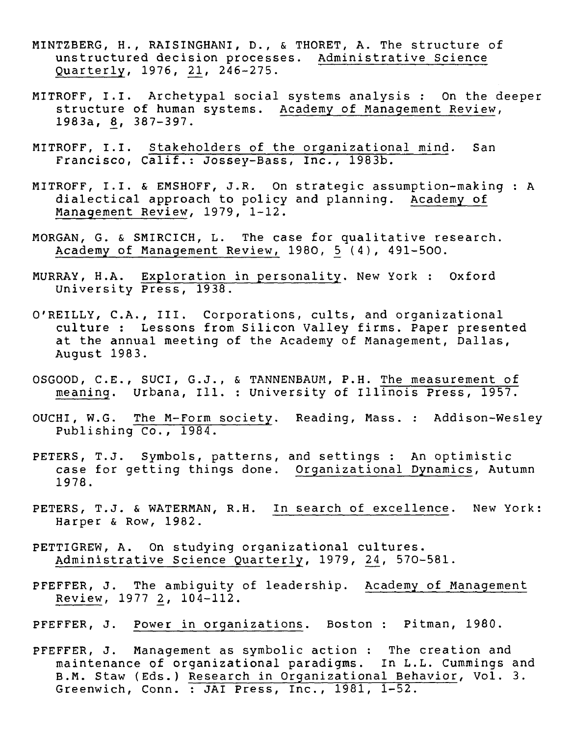MINTZBERG, H., RAISINGHANI, D., & THORET, A. The structure of unstructured decision processes. Administrative Science Quarterly, 1976, 21, 246-275.

MITROFF, I.I. Archetypal social systems analysis : On the deeper structure of human systems. Academy of Management Review, 1983a, 8, 387-397.

MITROFF, I.I. Stakeholders of the organizational mind. San Francisco, Calif.: Jossey-Bass, Inc., 1983b.

MITROFF, I.I. & EMSHOFF, J.R. On strategic assumption-making : A dialectical approach to policy and planning. Academy of Management Review, 1979, 1-12.

MORGAN, G. & SMIRCICH, L. The case for qualitative research. Academy of Management Review, 1980, 5 (4), 491-500.

MURRAY, H.A. Exploration in personality. New York : Oxford University Press, 1938.

O'REILLY, C.A., III. Corporations, cults, and organizational culture : Lessons from Silicon Valley firms. Paper presented at the annual meeting of the Academy of Management, Dallas, August 1983.

OSGOOD, C.E., SUCI, G.J., & TANNENBAUM, P.H. The measurement of meaning. Urbana, Ill. : University of Illinois Press, 1957.

OUCHI, W.G. The M-Form society. Reading, Mass. : Addison-Wesley Publishing Co., 1984.

PETERS, T.J. Symbols, patterns, and settings : An optimistic case for getting things done. Organizational Dynamics, Autumn 1978.

PETERS, T.J. & WATERMAN, R.H. In search of excellence. New York: Harper & Row, 1982.

PETTIGREW, A. On studying organizational cultures. Administrative Science Quarterly, 1979, 24, 570-581.

PFEFFER, J. The ambiguity of leadership. Academy of Management Review, 1977 2, 104-112.

PFEFFER, J. Power in organizations. Boston : Pitman, 1980.

PFEFFER, J. Management as symbolic action : The creation and maintenance of organizational paradigms. In L.L. Cummings and B.M. Staw (Eds.) Research in Organizational Behavior, Vol. 3. Greenwich, Conn. : JAI Press, Inc., 1981, 1-52.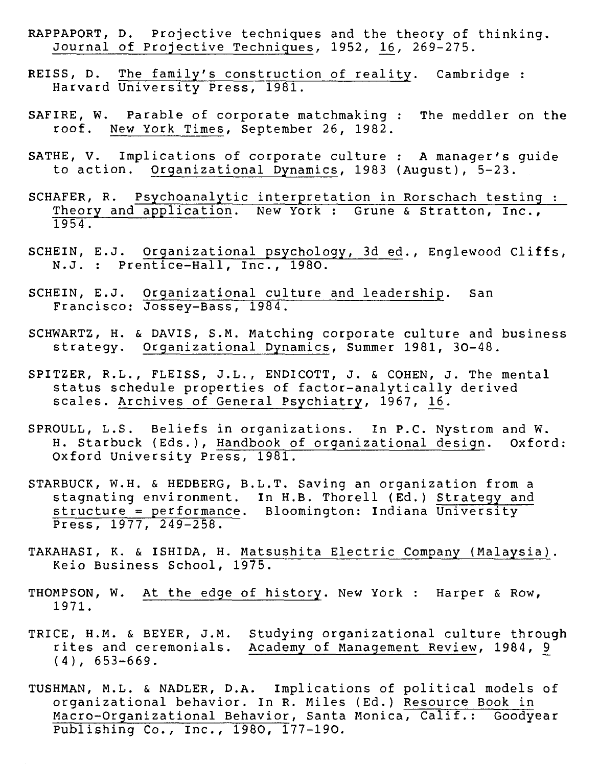RAPPAPORT, D. Projective techniques and the theory of thinking. _Journal of Projective Techniques_, 1952, _16_, 269-275.

REISS, D. _The family's construction of reality_. Cambridge : Harvard University Press, 1981.

SAFIRE, W. Parable of corporate matchmaking : The meddler on the roof. _New York Times_, September 26, 1982.

SATHE, V. Implications of corporate culture : A manager's guide to action. _Organizational Dynamics_, 1983 (August), 5-23.

SCHAFER, R. _Psychoanalytic interpretation in Rorschach testing : Theory and application_. New York : Grune & Stratton, Inc., 1954.

SCHEIN, E.J. _Organizational psychology, 3d ed._, Englewood Cliffs, N.J. : Prentice-Hall, Inc., 1980.

SCHEIN, E.J. _Organizational culture and leadership_. San Francisco: Jossey-Bass, 1984.

SCHWARTZ, H. & DAVIS, S.M. Matching corporate culture and business strategy. _Organizational Dynamics_, Summer 1981, 30-48.

SPITZER, R.L., FLEISS, J.L., ENDICOTT, J. & COHEN, J. The mental status schedule properties of factor-analytically derived scales. _Archives of General Psychiatry_, 1967, _16_.

SPROULL, L.S. Beliefs in organizations. In P.C. Nystrom and W. H. Starbuck (Eds.), _Handbook of organizational design_. Oxford: Oxford University Press, 1981.

STARBUCK, W.H. & HEDBERG, B.L.T. Saving an organization from a stagnating environment. In H.B. Thorell (Ed.) _Strategy and structure = performance_. Bloomington: Indiana University Press, 1977, 249-258.

TAKAHASI, K. & ISHIDA, H. _Matsushita Electric Company (Malaysia)_. Keio Business School, 1975.

THOMPSON, W. _At the edge of history_. New York : Harper & Row, 1971.

TRICE, H.M. & BEYER, J.M. Studying organizational culture through rites and ceremonials. _Academy of Management Review_, 1984, _9_ (4), 653-669.

TUSHMAN, M.L. & NADLER, D.A. Implications of political models of organizational behavior. In R. Miles (Ed.) _Resource Book in Macro-Organizational Behavior_, Santa Monica, Calif.: Goodyear Publishing Co., Inc., 1980, 177-190.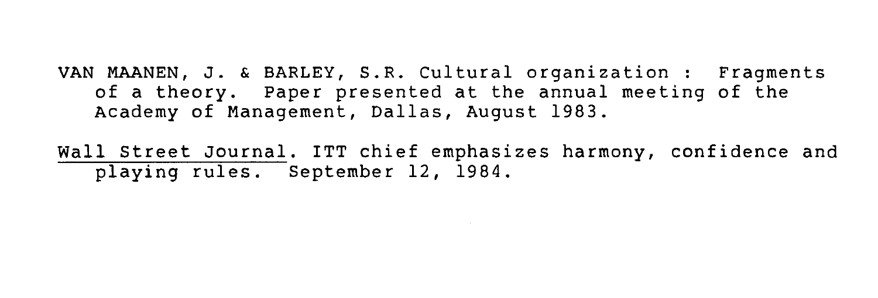VAN MAANEN, J. & BARLEY, S.R. Cultural organization : Fragments of a theory. Paper presented at the annual meeting of the Academy of Management, Dallas, August 1983.

Wall Street Journal. ITT chief emphasizes harmony, confidence and playing rules. September 12, 1984.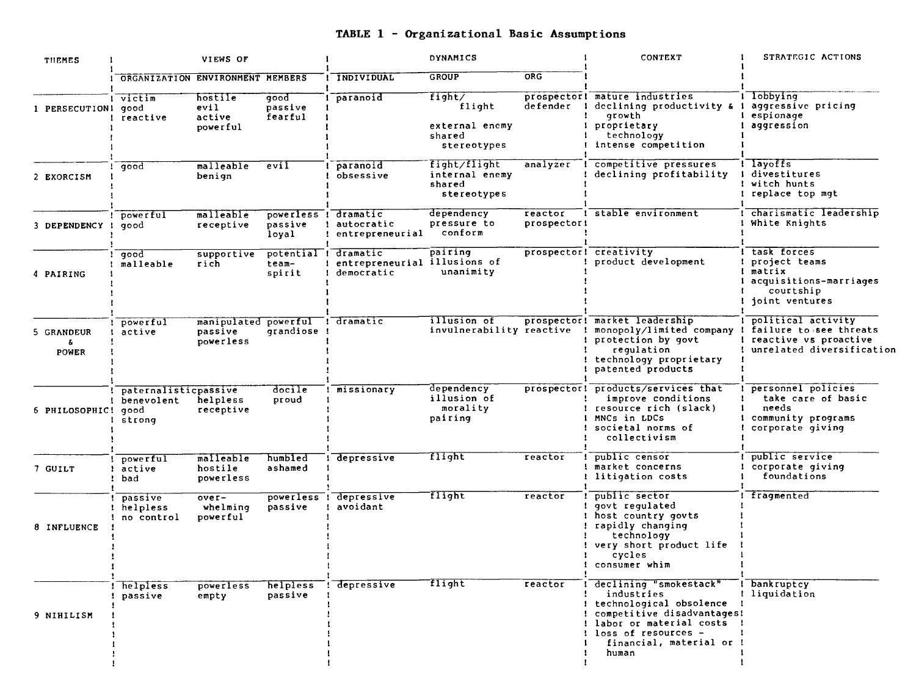**TABLE 1 - Organizational Basic Assumptions**

| THEMES | VIEWS OF | | | DYNAMICS | | | CONTEXT | STRATEGIC ACTIONS |
|---|---|---|---|---|---|---|---|---|
| | ORGANIZATION | ENVIRONMENT | MEMBERS | INDIVIDUAL | GROUP | ORG | | |
| 1 PERSECUTION | victim good reactive | hostile evil active powerful | good passive fearful | paranoid | fight/ flight external enemy shared stereotypes | prospector defender | mature industries declining productivity & growth proprietary technology intense competition | lobbying aggressive pricing espionage aggression |
| 2 EXORCISM | good | malleable benign | evil | paranoid obsessive | fight/flight internal enemy shared stereotypes | analyzer | competitive pressures declining profitability | layoffs divestitures witch hunts replace top mgt |
| 3 DEPENDENCY | powerful good | malleable receptive | powerless passive loyal | dramatic autocratic entrepreneurial | dependency pressure to conform | reactor prospector | stable environment | charismatic leadership White Knights |
| 4 PAIRING | good malleable | supportive rich | potential team-spirit | dramatic entrepreneurial democratic | pairing illusions of unanimity | prospector | creativity product development | task forces project teams matrix acquisitions-marriages courtship joint ventures |
| 5 GRANDEUR & POWER | powerful active | manipulated passive powerless | powerful grandiose | dramatic | illusion of invulnerability | prospector reactive | market leadership monopoly/limited company protection by govt regulation technology proprietary patented products | political activity failure to see threats reactive vs proactive unrelated diversification |
| 6 PHILOSOPHIC | paternalistic benevolent good strong | passive helpless receptive | docile proud | missionary | dependency illusion of morality pairing | prospector | products/services that improve conditions resource rich (slack) MNCs in LDCs societal norms of collectivism | personnel policies take care of basic needs community programs corporate giving |
| 7 GUILT | powerful active bad | malleable hostile powerless | humbled ashamed | depressive | flight | reactor | public censor market concerns litigation costs | public service corporate giving foundations |
| 8 INFLUENCE | passive helpless no control | over-whelming powerful | powerless passive | depressive avoidant | flight | reactor | public sector govt regulated host country govts rapidly changing technology very short product life cycles consumer whim | fragmented |
| 9 NIHILISM | helpless passive | powerless empty | helpless passive | depressive | flight | reactor | declining "smokestack" industries technological obsolence competitive disadvantages labor or material costs loss of resources - financial, material or human | bankruptcy liquidation |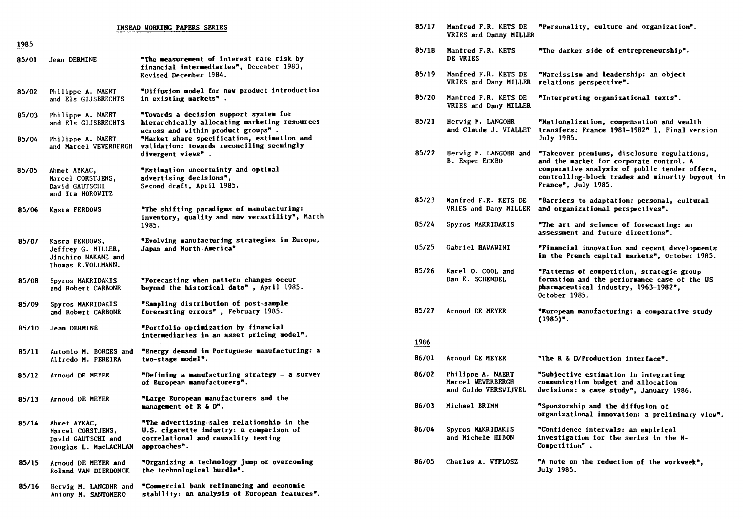INSEAD WORKING PAPERS SERIES

## 1985

| | | |
|---|---|---|
| 85/01 | Jean DERMINE | "The measurement of interest rate risk by financial intermediaries", December 1983, Revised December 1984. |
| 85/02 | Philippe A. NAERT and Els GIJSBRECHTS | "Diffusion model for new product introduction in existing markets" . |
| 85/03 | Philippe A. NAERT and Els GIJSBRECHTS | "Towards a decision support system for hierarchically allocating marketing resources across and within product groups" . |
| 85/04 | Philippe A. NAERT and Marcel WEVERBERGH | "Market share specification, estimation and validation: towards reconciling seemingly divergent views" . |
| 85/05 | Ahmet AYKAC, Marcel CORSTJENS, David GAUTSCHI and Ira HOROWITZ | "Estimation uncertainty and optimal advertising decisions", Second draft, April 1985. |
| 85/06 | Kasra FERDOWS | "The shifting paradigms of manufacturing: inventory, quality and now versatility", March 1985. |
| 85/07 | Kasra FERDOWS, Jeffrey G. MILLER, Jinchiro NAKANE and Thomas E.VOLLMANN. | "Evolving manufacturing strategies in Europe, Japan and North-America" |
| 85/08 | Spyros MAKRIDAKIS and Robert CARBONE | "Forecasting when pattern changes occur beyond the historical data" , April 1985. |
| 85/09 | Spyros MAKRIDAKIS and Robert CARBONE | "Sampling distribution of post-sample forecasting errors" , February 1985. |
| 85/10 | Jean DERMINE | "Portfolio optimization by financial intermediaries in an asset pricing model". |
| 85/11 | Antonio M. BORGES and Alfredo M. PEREIRA | "Energy demand in Portuguese manufacturing: a two-stage model". |
| 85/12 | Arnoud DE MEYER | "Defining a manufacturing strategy - a survey of European manufacturers". |
| 85/13 | Arnoud DE MEYER | "Large European manufacturers and the management of R & D". |
| 85/14 | Ahmet AYKAC, Marcel CORSTJENS, David GAUTSCHI and Douglas L. MacLACHLAN | "The advertising-sales relationship in the U.S. cigarette industry: a comparison of correlational and causality testing approaches". |
| 85/15 | Arnoud DE MEYER and Roland VAN DIERDONCK | "Organizing a technology jump or overcoming the technological hurdle". |
| 85/16 | Herwig M. LANGOHR and Antony M. SANTOMERO | "Commercial bank refinancing and economic stability: an analysis of European features". |
| 85/17 | Manfred F.R. KETS DE VRIES and Danny MILLER | "Personality, culture and organization". |
| 85/18 | Manfred F.R. KETS DE VRIES | "The darker side of entrepreneurship". |
| 85/19 | Manfred F.R. KETS DE VRIES and Dany MILLER | "Narcissism and leadership: an object relations perspective". |
| 85/20 | Manfred F.R. KETS DE VRIES and Dany MILLER | "Interpreting organizational texts". |
| 85/21 | Herwig M. LANGOHR and Claude J. VIALLET | "Nationalization, compensation and wealth transfers: France 1981-1982" 1, Final version July 1985. |
| 85/22 | Herwig M. LANGOHR and B. Espen ECKBO | "Takeover premiums, disclosure regulations, and the market for corporate control. A comparative analysis of public tender offers, controlling-block trades and minority buyout in France", July 1985. |
| 85/23 | Manfred F.R. KETS DE VRIES and Dany MILLER | "Barriers to adaptation: personal, cultural and organizational perspectives". |
| 85/24 | Spyros MAKRIDAKIS | "The art and science of forecasting: an assessment and future directions". |
| 85/25 | Gabriel HAWAWINI | "Financial innovation and recent developments in the French capital markets", October 1985. |
| 85/26 | Karel O. COOL and Dan E. SCHENDEL | "Patterns of competition, strategic group formation and the performance case of the US pharmaceutical industry, 1963-1982", October 1985. |
| 85/27 | Arnoud DE MEYER | "European manufacturing: a comparative study (1985)". |

## 1986

| | | |
|---|---|---|
| 86/01 | Arnoud DE MEYER | "The R & D/Production interface". |
| 86/02 | Philippe A. NAERT Marcel WEVERBERGH and Guido VERSWIJVEL | "Subjective estimation in integrating communication budget and allocation decisions: a case study", January 1986. |
| 86/03 | Michael BRIMM | "Sponsorship and the diffusion of organizational innovation: a preliminary view". |
| 86/04 | Spyros MAKRIDAKIS and Michèle HIBON | "Confidence intervals: an empirical investigation for the series in the M-Competition" . |
| 86/05 | Charles A. WYPLOSZ | "A note on the reduction of the workweek", July 1985. |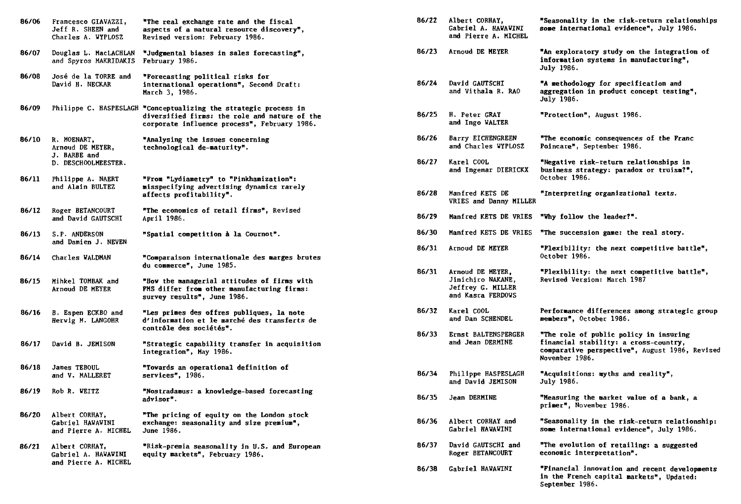| | | |
|---|---|---|
| 86/06 | Francesco GIAVAZZI, Jeff R. SHEEN and Charles A. WYPLOSZ | "The real exchange rate and the fiscal aspects of a natural resource discovery", Revised version: February 1986. |
| 86/07 | Douglas L. MacLACHLAN and Spyros MAKRIDAKIS | "Judgmental biases in sales forecasting", February 1986. |
| 86/08 | José de la TORRE and David H. NECKAR | "Forecasting political risks for international operations", Second Draft: March 3, 1986. |
| 86/09 | Philippe C. HASPESLAGH | "Conceptualizing the strategic process in diversified firms: the role and nature of the corporate influence process", February 1986. |
| 86/10 | R. MOENART, Arnoud DE MEYER, J. BARBE and D. DESCHOOLMEESTER. | "Analysing the issues concerning technological de-maturity". |
| 86/11 | Philippe A. NAERT and Alain BULTEZ | "From "Lydiametry" to "Pinkhamization": misspecifying advertising dynamics rarely affects profitability". |
| 86/12 | Roger BETANCOURT and David GAUTSCHI | "The economics of retail firms", Revised April 1986. |
| 86/13 | S.P. ANDERSON and Damien J. NEVEN | "Spatial competition à la Cournot". |
| 86/14 | Charles WALDMAN | "Comparaison internationale des marges brutes du commerce", June 1985. |
| 86/15 | Mihkel TOMBAK and Arnoud DE MEYER | "How the managerial attitudes of firms with FMS differ from other manufacturing firms: survey results", June 1986. |
| 86/16 | B. Espen ECKBO and Herwig M. LANGOHR | "Les primes des offres publiques, la note d'information et le marché des transferts de contrôle des sociétés". |
| 86/17 | David B. JEMISON | "Strategic capability transfer in acquisition integration", May 1986. |
| 86/18 | James TEBOUL and V. MALLERET | "Towards an operational definition of services", 1986. |
| 86/19 | Rob R. WEITZ | "Nostradamus: a knowledge-based forecasting advisor". |
| 86/20 | Albert CORHAY, Gabriel HAWAWINI and Pierre A. MICHEL | "The pricing of equity on the London stock exchange: seasonality and size premium", June 1986. |
| 86/21 | Albert CORHAY, Gabriel A. HAWAWINI and Pierre A. MICHEL | "Risk-premia seasonality in U.S. and European equity markets", February 1986. |
| 86/22 | Albert CORHAY, Gabriel A. HAWAWINI and Pierre A. MICHEL | "Seasonality in the risk-return relationships some international evidence", July 1986. |
| 86/23 | Arnoud DE MEYER | "An exploratory study on the integration of information systems in manufacturing", July 1986. |
| 86/24 | David GAUTSCHI and Vithala R. RAO | "A methodology for specification and aggregation in product concept testing", July 1986. |
| 86/25 | H. Peter GRAY and Ingo WALTER | "Protection", August 1986. |
| 86/26 | Barry EICHENGREEN and Charles WYPLOSZ | "The economic consequences of the Franc Poincare", September 1986. |
| 86/27 | Karel COOL and Ingemar DIERICKX | "Negative risk-return relationships in business strategy: paradox or truism?", October 1986. |
| 86/28 | Manfred KETS DE VRIES and Danny MILLER | "Interpreting organizational texts. |
| 86/29 | Manfred KETS DE VRIES | "Why follow the leader?". |
| 86/30 | Manfred KETS DE VRIES | "The succession game: the real story. |
| 86/31 | Arnoud DE MEYER | "Flexibility: the next competitive battle", October 1986. |
| 86/31 | Arnoud DE MEYER, Jinichiro NAKANE, Jeffrey G. MILLER and Kasra FERDOWS | "Flexibility: the next competitive battle", Revised Version: March 1987 |
| 86/32 | Karel COOL and Dan SCHENDEL | Performance differences among strategic group members", October 1986. |
| 86/33 | Ernst BALTENSPERGER and Jean DERMINE | "The role of public policy in insuring financial stability: a cross-country, comparative perspective", August 1986, Revised November 1986. |
| 86/34 | Philippe HASPESLAGH and David JEMISON | "Acquisitions: myths and reality", July 1986. |
| 86/35 | Jean DERMINE | "Measuring the market value of a bank, a primer", November 1986. |
| 86/36 | Albert CORHAY and Gabriel HAWAWINI | "Seasonality in the risk-return relationship: some international evidence", July 1986. |
| 86/37 | David GAUTSCHI and Roger BETANCOURT | "The evolution of retailing: a suggested economic interpretation". |
| 86/38 | Gabriel HAWAWINI | "Financial innovation and recent developments in the French capital markets", Updated: September 1986. |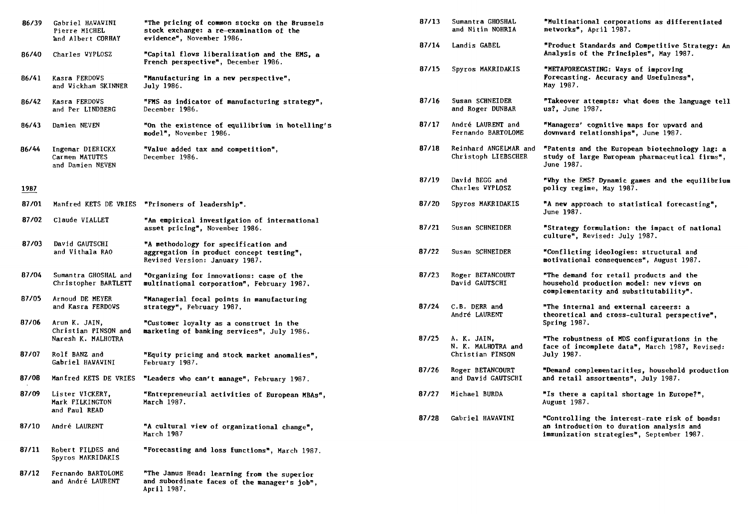| | | |
|---|---|---|
| 86/39 | Gabriel HAWAWINI Pierre MICHEL and Albert CORHAY | "The pricing of common stocks on the Brussels stock exchange: a re-examination of the evidence", November 1986. |
| 86/40 | Charles WYPLOSZ | "Capital flows liberalization and the EMS, a French perspective", December 1986. |
| 86/41 | Kasra FERDOWS and Wickham SKINNER | "Manufacturing in a new perspective", July 1986. |
| 86/42 | Kasra FERDOWS and Per LINDBERG | "FMS as indicator of manufacturing strategy", December 1986. |
| 86/43 | Damien NEVEN | "On the existence of equilibrium in hotelling's model", November 1986. |
| 86/44 | Ingemar DIERICKX Carmen MATUTES and Damien NEVEN | "Value added tax and competition", December 1986. |

## 1987

| | | |
|---|---|---|
| 87/01 | Manfred KETS DE VRIES | "Prisoners of leadership". |
| 87/02 | Claude VIALLET | "An empirical investigation of international asset pricing", November 1986. |
| 87/03 | David GAUTSCHI and Vithala RAO | "A methodology for specification and aggregation in product concept testing", Revised Version: January 1987. |
| 87/04 | Sumantra GHOSHAL and Christopher BARTLETT | "Organizing for innovations: case of the multinational corporation", February 1987. |
| 87/05 | Arnoud DE MEYER and Kasra FERDOWS | "Managerial focal points in manufacturing strategy", February 1987. |
| 87/06 | Arun K. JAIN, Christian PINSON and Naresh K. MALHOTRA | "Customer loyalty as a construct in the marketing of banking services", July 1986. |
| 87/07 | Rolf BANZ and Gabriel HAWAWINI | "Equity pricing and stock market anomalies", February 1987. |
| 87/08 | Manfred KETS DE VRIES | "Leaders who can't manage", February 1987. |
| 87/09 | Lister VICKERY, Mark PILKINGTON and Paul READ | "Entrepreneurial activities of European MBAs", March 1987. |
| 87/10 | André LAURENT | "A cultural view of organizational change", March 1987 |
| 87/11 | Robert FILDES and Spyros MAKRIDAKIS | "Forecasting and loss functions", March 1987. |
| 87/12 | Fernando BARTOLOME and André LAURENT | "The Janus Head: learning from the superior and subordinate faces of the manager's job", April 1987. |
| 87/13 | Sumantra GHOSHAL and Nitin NOHRIA | "Multinational corporations as differentiated networks", April 1987. |
| 87/14 | Landis GABEL | "Product Standards and Competitive Strategy: An Analysis of the Principles", May 1987. |
| 87/15 | Spyros MAKRIDAKIS | "METAFORECASTING: Ways of improving Forecasting. Accuracy and Usefulness", May 1987. |
| 87/16 | Susan SCHNEIDER and Roger DUNBAR | "Takeover attempts: what does the language tell us?, June 1987. |
| 87/17 | André LAURENT and Fernando BARTOLOME | "Managers' cognitive maps for upward and downward relationships", June 1987. |
| 87/18 | Reinhard ANGELMAR and Christoph LIEBSCHER | "Patents and the European biotechnology lag: a study of large European pharmaceutical firms", June 1987. |
| 87/19 | David BEGG and Charles WYPLOSZ | "Why the EMS? Dynamic games and the equilibrium policy regime, May 1987. |
| 87/20 | Spyros MAKRIDAKIS | "A new approach to statistical forecasting", June 1987. |
| 87/21 | Susan SCHNEIDER | "Strategy formulation: the impact of national culture", Revised: July 1987. |
| 87/22 | Susan SCHNEIDER | "Conflicting ideologies: structural and motivational consequences", August 1987. |
| 87/23 | Roger BETANCOURT David GAUTSCHI | "The demand for retail products and the household production model: new views on complementarity and substitutability". |
| 87/24 | C.B. DERR and André LAURENT | "The internal and external careers: a theoretical and cross-cultural perspective", Spring 1987. |
| 87/25 | A. K. JAIN, N. K. MALHOTRA and Christian PINSON | "The robustness of MDS configurations in the face of incomplete data", March 1987, Revised: July 1987. |
| 87/26 | Roger BETANCOURT and David GAUTSCHI | "Demand complementarities, household production and retail assortments", July 1987. |
| 87/27 | Michael BURDA | "Is there a capital shortage in Europe?", August 1987. |
| 87/28 | Gabriel HAWAWINI | "Controlling the interest-rate risk of bonds: an introduction to duration analysis and immunization strategies", September 1987. |